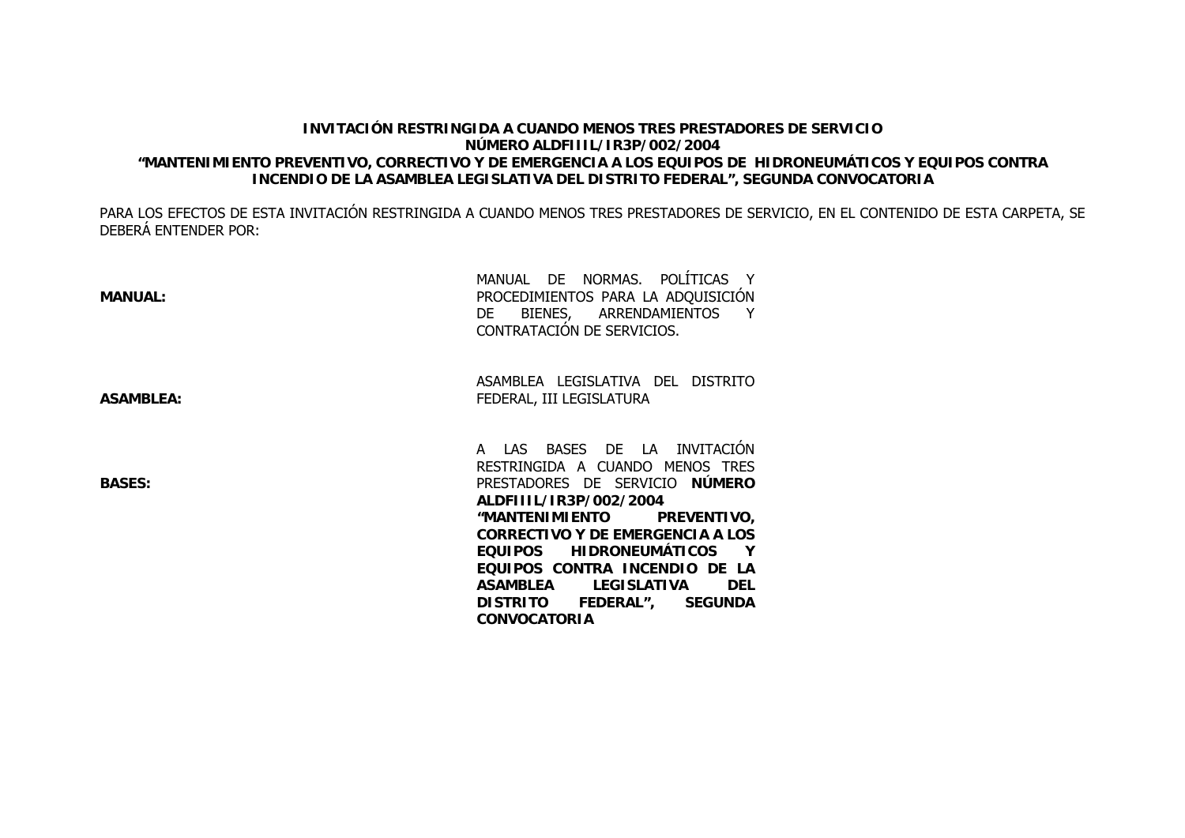**INVITACIÓN RESTRINGIDA A CUANDO MENOS TRES PRESTADORES DE SERVICIO**
**NÚMERO ALDFIIIL/IR3P/002/2004**
**"MANTENIMIENTO PREVENTIVO, CORRECTIVO Y DE EMERGENCIA A LOS EQUIPOS DE HIDRONEUMÁTICOS Y EQUIPOS CONTRA INCENDIO DE LA ASAMBLEA LEGISLATIVA DEL DISTRITO FEDERAL", SEGUNDA CONVOCATORIA**

PARA LOS EFECTOS DE ESTA INVITACIÓN RESTRINGIDA A CUANDO MENOS TRES PRESTADORES DE SERVICIO, EN EL CONTENIDO DE ESTA CARPETA, SE DEBERÁ ENTENDER POR:

| | |
|---|---|
| **MANUAL:** | MANUAL DE NORMAS. POLÍTICAS Y PROCEDIMIENTOS PARA LA ADQUISICIÓN DE BIENES, ARRENDAMIENTOS Y CONTRATACIÓN DE SERVICIOS. |
| **ASAMBLEA:** | ASAMBLEA LEGISLATIVA DEL DISTRITO FEDERAL, III LEGISLATURA |
| **BASES:** | A LAS BASES DE LA INVITACIÓN RESTRINGIDA A CUANDO MENOS TRES PRESTADORES DE SERVICIO **NÚMERO ALDFIIIL/IR3P/002/2004 "MANTENIMIENTO PREVENTIVO, CORRECTIVO Y DE EMERGENCIA A LOS EQUIPOS HIDRONEUMÁTICOS Y EQUIPOS CONTRA INCENDIO DE LA ASAMBLEA LEGISLATIVA DEL DISTRITO FEDERAL", SEGUNDA CONVOCATORIA** |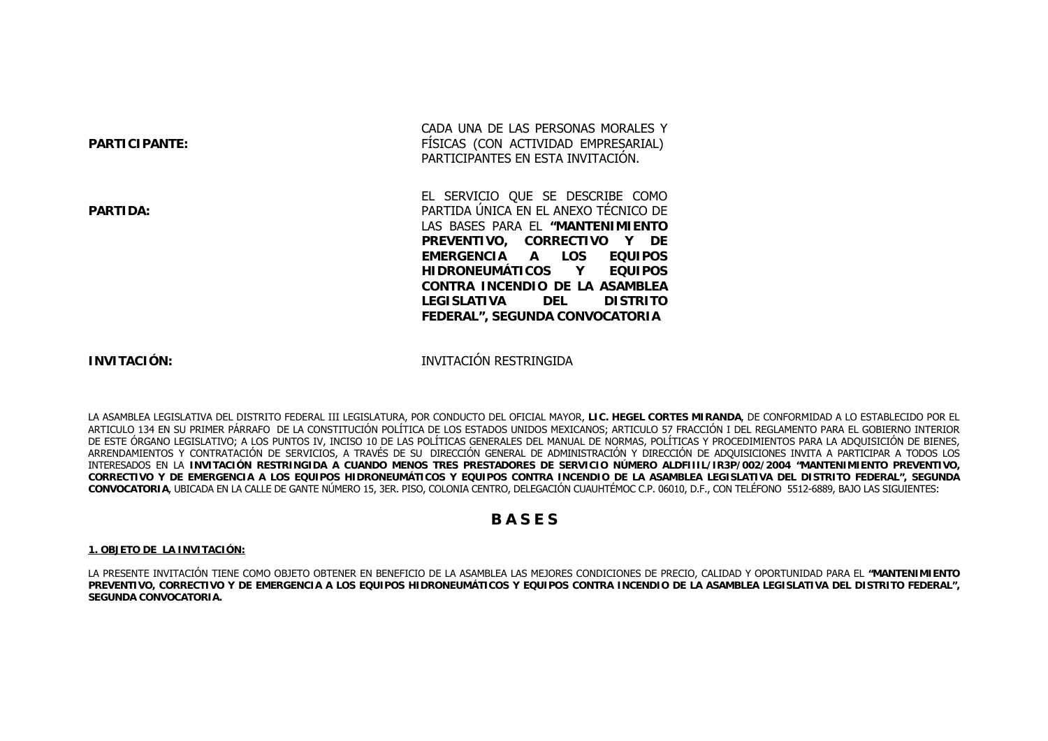**PARTICIPANTE:** CADA UNA DE LAS PERSONAS MORALES Y FÍSICAS (CON ACTIVIDAD EMPRESARIAL) PARTICIPANTES EN ESTA INVITACIÓN.

**PARTIDA:** EL SERVICIO QUE SE DESCRIBE COMO PARTIDA ÚNICA EN EL ANEXO TÉCNICO DE LAS BASES PARA EL **"MANTENIMIENTO PREVENTIVO, CORRECTIVO Y DE EMERGENCIA A LOS EQUIPOS HIDRONEUMÁTICOS Y EQUIPOS CONTRA INCENDIO DE LA ASAMBLEA LEGISLATIVA DEL DISTRITO FEDERAL", SEGUNDA CONVOCATORIA**

**INVITACIÓN:** INVITACIÓN RESTRINGIDA

LA ASAMBLEA LEGISLATIVA DEL DISTRITO FEDERAL III LEGISLATURA, POR CONDUCTO DEL OFICIAL MAYOR, **LIC. HEGEL CORTES MIRANDA**, DE CONFORMIDAD A LO ESTABLECIDO POR EL ARTICULO 134 EN SU PRIMER PÁRRAFO DE LA CONSTITUCIÓN POLÍTICA DE LOS ESTADOS UNIDOS MEXICANOS; ARTICULO 57 FRACCIÓN I DEL REGLAMENTO PARA EL GOBIERNO INTERIOR DE ESTE ÓRGANO LEGISLATIVO; A LOS PUNTOS IV, INCISO 10 DE LAS POLÍTICAS GENERALES DEL MANUAL DE NORMAS, POLÍTICAS Y PROCEDIMIENTOS PARA LA ADQUISICIÓN DE BIENES, ARRENDAMIENTOS Y CONTRATACIÓN DE SERVICIOS, A TRAVÉS DE SU DIRECCIÓN GENERAL DE ADMINISTRACIÓN Y DIRECCIÓN DE ADQUISICIONES INVITA A PARTICIPAR A TODOS LOS INTERESADOS EN LA **INVITACIÓN RESTRINGIDA A CUANDO MENOS TRES PRESTADORES DE SERVICIO NÚMERO ALDFIIIL/IR3P/002/2004 "MANTENIMIENTO PREVENTIVO, CORRECTIVO Y DE EMERGENCIA A LOS EQUIPOS HIDRONEUMÁTICOS Y EQUIPOS CONTRA INCENDIO DE LA ASAMBLEA LEGISLATIVA DEL DISTRITO FEDERAL", SEGUNDA CONVOCATORIA**, UBICADA EN LA CALLE DE GANTE NÚMERO 15, 3ER. PISO, COLONIA CENTRO, DELEGACIÓN CUAUHTÉMOC C.P. 06010, D.F., CON TELÉFONO 5512-6889, BAJO LAS SIGUIENTES:

# B A S E S

**1. OBJETO DE LA INVITACIÓN:**

LA PRESENTE INVITACIÓN TIENE COMO OBJETO OBTENER EN BENEFICIO DE LA ASAMBLEA LAS MEJORES CONDICIONES DE PRECIO, CALIDAD Y OPORTUNIDAD PARA EL **"MANTENIMIENTO PREVENTIVO, CORRECTIVO Y DE EMERGENCIA A LOS EQUIPOS HIDRONEUMÁTICOS Y EQUIPOS CONTRA INCENDIO DE LA ASAMBLEA LEGISLATIVA DEL DISTRITO FEDERAL", SEGUNDA CONVOCATORIA.**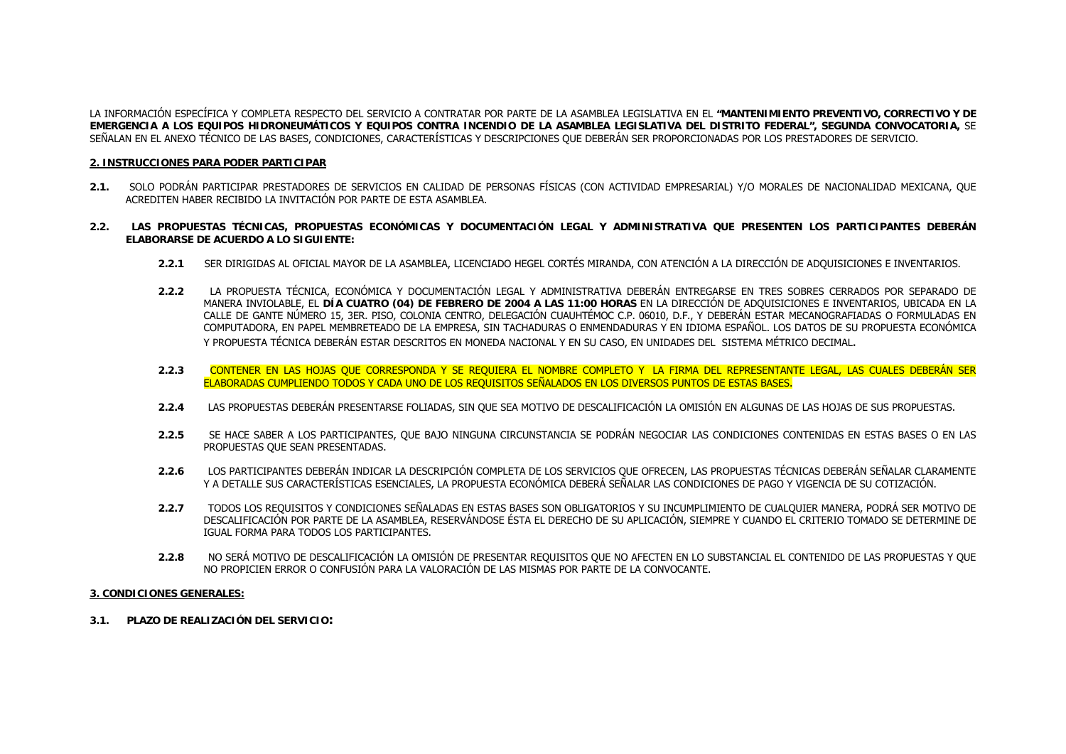LA INFORMACIÓN ESPECÍFICA Y COMPLETA RESPECTO DEL SERVICIO A CONTRATAR POR PARTE DE LA ASAMBLEA LEGISLATIVA EN EL **"MANTENIMIENTO PREVENTIVO, CORRECTIVO Y DE EMERGENCIA A LOS EQUIPOS HIDRONEUMÁTICOS Y EQUIPOS CONTRA INCENDIO DE LA ASAMBLEA LEGISLATIVA DEL DISTRITO FEDERAL", SEGUNDA CONVOCATORIA,** SE SEÑALAN EN EL ANEXO TÉCNICO DE LAS BASES, CONDICIONES, CARACTERÍSTICAS Y DESCRIPCIONES QUE DEBERÁN SER PROPORCIONADAS POR LOS PRESTADORES DE SERVICIO.

## 2. INSTRUCCIONES PARA PODER PARTICIPAR

**2.1.** SOLO PODRÁN PARTICIPAR PRESTADORES DE SERVICIOS EN CALIDAD DE PERSONAS FÍSICAS (CON ACTIVIDAD EMPRESARIAL) Y/O MORALES DE NACIONALIDAD MEXICANA, QUE ACREDITEN HABER RECIBIDO LA INVITACIÓN POR PARTE DE ESTA ASAMBLEA.

**2.2. LAS PROPUESTAS TÉCNICAS, PROPUESTAS ECONÓMICAS Y DOCUMENTACIÓN LEGAL Y ADMINISTRATIVA QUE PRESENTEN LOS PARTICIPANTES DEBERÁN ELABORARSE DE ACUERDO A LO SIGUIENTE:**

**2.2.1** SER DIRIGIDAS AL OFICIAL MAYOR DE LA ASAMBLEA, LICENCIADO HEGEL CORTÉS MIRANDA, CON ATENCIÓN A LA DIRECCIÓN DE ADQUISICIONES E INVENTARIOS.

**2.2.2** LA PROPUESTA TÉCNICA, ECONÓMICA Y DOCUMENTACIÓN LEGAL Y ADMINISTRATIVA DEBERÁN ENTREGARSE EN TRES SOBRES CERRADOS POR SEPARADO DE MANERA INVIOLABLE, EL **DÍA CUATRO (04) DE FEBRERO DE 2004 A LAS 11:00 HORAS** EN LA DIRECCIÓN DE ADQUISICIONES E INVENTARIOS, UBICADA EN LA CALLE DE GANTE NÚMERO 15, 3ER. PISO, COLONIA CENTRO, DELEGACIÓN CUAUHTÉMOC C.P. 06010, D.F., Y DEBERÁN ESTAR MECANOGRAFIADAS O FORMULADAS EN COMPUTADORA, EN PAPEL MEMBRETEADO DE LA EMPRESA, SIN TACHADURAS O ENMENDADURAS Y EN IDIOMA ESPAÑOL. LOS DATOS DE SU PROPUESTA ECONÓMICA Y PROPUESTA TÉCNICA DEBERÁN ESTAR DESCRITOS EN MONEDA NACIONAL Y EN SU CASO, EN UNIDADES DEL SISTEMA MÉTRICO DECIMAL.

**2.2.3** CONTENER EN LAS HOJAS QUE CORRESPONDA Y SE REQUIERA EL NOMBRE COMPLETO Y LA FIRMA DEL REPRESENTANTE LEGAL, LAS CUALES DEBERÁN SER ELABORADAS CUMPLIENDO TODOS Y CADA UNO DE LOS REQUISITOS SEÑALADOS EN LOS DIVERSOS PUNTOS DE ESTAS BASES.

**2.2.4** LAS PROPUESTAS DEBERÁN PRESENTARSE FOLIADAS, SIN QUE SEA MOTIVO DE DESCALIFICACIÓN LA OMISIÓN EN ALGUNAS DE LAS HOJAS DE SUS PROPUESTAS.

**2.2.5** SE HACE SABER A LOS PARTICIPANTES, QUE BAJO NINGUNA CIRCUNSTANCIA SE PODRÁN NEGOCIAR LAS CONDICIONES CONTENIDAS EN ESTAS BASES O EN LAS PROPUESTAS QUE SEAN PRESENTADAS.

**2.2.6** LOS PARTICIPANTES DEBERÁN INDICAR LA DESCRIPCIÓN COMPLETA DE LOS SERVICIOS QUE OFRECEN, LAS PROPUESTAS TÉCNICAS DEBERÁN SEÑALAR CLARAMENTE Y A DETALLE SUS CARACTERÍSTICAS ESENCIALES, LA PROPUESTA ECONÓMICA DEBERÁ SEÑALAR LAS CONDICIONES DE PAGO Y VIGENCIA DE SU COTIZACIÓN.

**2.2.7** TODOS LOS REQUISITOS Y CONDICIONES SEÑALADAS EN ESTAS BASES SON OBLIGATORIOS Y SU INCUMPLIMIENTO DE CUALQUIER MANERA, PODRÁ SER MOTIVO DE DESCALIFICACIÓN POR PARTE DE LA ASAMBLEA, RESERVÁNDOSE ÉSTA EL DERECHO DE SU APLICACIÓN, SIEMPRE Y CUANDO EL CRITERIO TOMADO SE DETERMINE DE IGUAL FORMA PARA TODOS LOS PARTICIPANTES.

**2.2.8** NO SERÁ MOTIVO DE DESCALIFICACIÓN LA OMISIÓN DE PRESENTAR REQUISITOS QUE NO AFECTEN EN LO SUBSTANCIAL EL CONTENIDO DE LAS PROPUESTAS Y QUE NO PROPICIEN ERROR O CONFUSIÓN PARA LA VALORACIÓN DE LAS MISMAS POR PARTE DE LA CONVOCANTE.

## 3. CONDICIONES GENERALES:

**3.1. PLAZO DE REALIZACIÓN DEL SERVICIO:**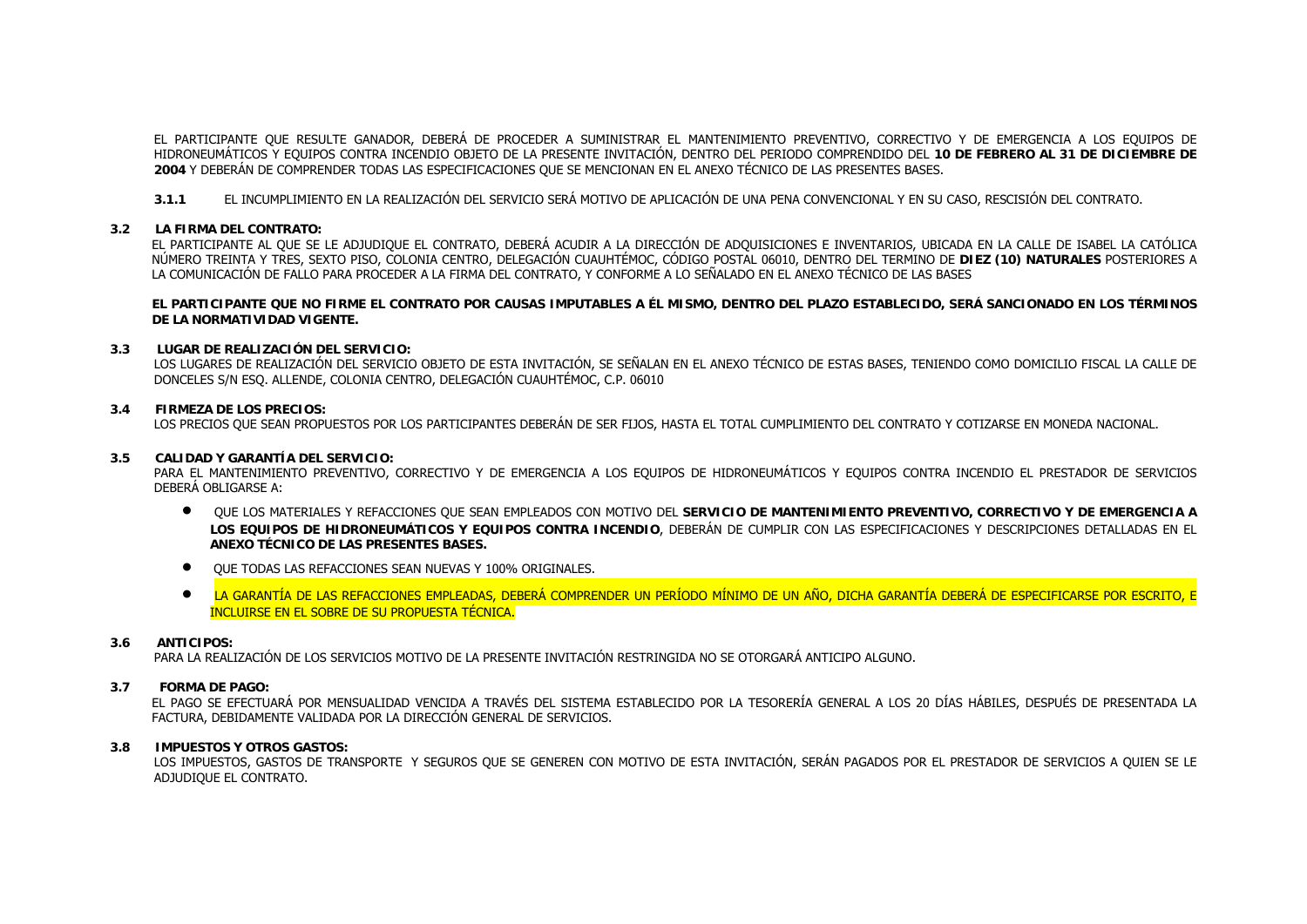EL PARTICIPANTE QUE RESULTE GANADOR, DEBERÁ DE PROCEDER A SUMINISTRAR EL MANTENIMIENTO PREVENTIVO, CORRECTIVO Y DE EMERGENCIA A LOS EQUIPOS DE HIDRONEUMÁTICOS Y EQUIPOS CONTRA INCENDIO OBJETO DE LA PRESENTE INVITACIÓN, DENTRO DEL PERIODO COMPRENDIDO DEL **10 DE FEBRERO AL 31 DE DICIEMBRE DE 2004** Y DEBERÁN DE COMPRENDER TODAS LAS ESPECIFICACIONES QUE SE MENCIONAN EN EL ANEXO TÉCNICO DE LAS PRESENTES BASES.

**3.1.1** EL INCUMPLIMIENTO EN LA REALIZACIÓN DEL SERVICIO SERÁ MOTIVO DE APLICACIÓN DE UNA PENA CONVENCIONAL Y EN SU CASO, RESCISIÓN DEL CONTRATO.

### 3.2 LA FIRMA DEL CONTRATO:

EL PARTICIPANTE AL QUE SE LE ADJUDIQUE EL CONTRATO, DEBERÁ ACUDIR A LA DIRECCIÓN DE ADQUISICIONES E INVENTARIOS, UBICADA EN LA CALLE DE ISABEL LA CATÓLICA NÚMERO TREINTA Y TRES, SEXTO PISO, COLONIA CENTRO, DELEGACIÓN CUAUHTÉMOC, CÓDIGO POSTAL 06010, DENTRO DEL TERMINO DE **DIEZ (10) NATURALES** POSTERIORES A LA COMUNICACIÓN DE FALLO PARA PROCEDER A LA FIRMA DEL CONTRATO, Y CONFORME A LO SEÑALADO EN EL ANEXO TÉCNICO DE LAS BASES

**EL PARTICIPANTE QUE NO FIRME EL CONTRATO POR CAUSAS IMPUTABLES A ÉL MISMO, DENTRO DEL PLAZO ESTABLECIDO, SERÁ SANCIONADO EN LOS TÉRMINOS DE LA NORMATIVIDAD VIGENTE.**

### 3.3 LUGAR DE REALIZACIÓN DEL SERVICIO:

LOS LUGARES DE REALIZACIÓN DEL SERVICIO OBJETO DE ESTA INVITACIÓN, SE SEÑALAN EN EL ANEXO TÉCNICO DE ESTAS BASES, TENIENDO COMO DOMICILIO FISCAL LA CALLE DE DONCELES S/N ESQ. ALLENDE, COLONIA CENTRO, DELEGACIÓN CUAUHTÉMOC, C.P. 06010

### 3.4 FIRMEZA DE LOS PRECIOS:

LOS PRECIOS QUE SEAN PROPUESTOS POR LOS PARTICIPANTES DEBERÁN DE SER FIJOS, HASTA EL TOTAL CUMPLIMIENTO DEL CONTRATO Y COTIZARSE EN MONEDA NACIONAL.

### 3.5 CALIDAD Y GARANTÍA DEL SERVICIO:

PARA EL MANTENIMIENTO PREVENTIVO, CORRECTIVO Y DE EMERGENCIA A LOS EQUIPOS DE HIDRONEUMÁTICOS Y EQUIPOS CONTRA INCENDIO EL PRESTADOR DE SERVICIOS DEBERÁ OBLIGARSE A:

- QUE LOS MATERIALES Y REFACCIONES QUE SEAN EMPLEADOS CON MOTIVO DEL **SERVICIO DE MANTENIMIENTO PREVENTIVO, CORRECTIVO Y DE EMERGENCIA A LOS EQUIPOS DE HIDRONEUMÁTICOS Y EQUIPOS CONTRA INCENDIO**, DEBERÁN DE CUMPLIR CON LAS ESPECIFICACIONES Y DESCRIPCIONES DETALLADAS EN EL **ANEXO TÉCNICO DE LAS PRESENTES BASES.**
- QUE TODAS LAS REFACCIONES SEAN NUEVAS Y 100% ORIGINALES.
- LA GARANTÍA DE LAS REFACCIONES EMPLEADAS, DEBERÁ COMPRENDER UN PERÍODO MÍNIMO DE UN AÑO, DICHA GARANTÍA DEBERÁ DE ESPECIFICARSE POR ESCRITO, E INCLUIRSE EN EL SOBRE DE SU PROPUESTA TÉCNICA.

### 3.6 ANTICIPOS:

PARA LA REALIZACIÓN DE LOS SERVICIOS MOTIVO DE LA PRESENTE INVITACIÓN RESTRINGIDA NO SE OTORGARÁ ANTICIPO ALGUNO.

### 3.7 FORMA DE PAGO:

EL PAGO SE EFECTUARÁ POR MENSUALIDAD VENCIDA A TRAVÉS DEL SISTEMA ESTABLECIDO POR LA TESORERÍA GENERAL A LOS 20 DÍAS HÁBILES, DESPUÉS DE PRESENTADA LA FACTURA, DEBIDAMENTE VALIDADA POR LA DIRECCIÓN GENERAL DE SERVICIOS.

### 3.8 IMPUESTOS Y OTROS GASTOS:

LOS IMPUESTOS, GASTOS DE TRANSPORTE Y SEGUROS QUE SE GENEREN CON MOTIVO DE ESTA INVITACIÓN, SERÁN PAGADOS POR EL PRESTADOR DE SERVICIOS A QUIEN SE LE ADJUDIQUE EL CONTRATO.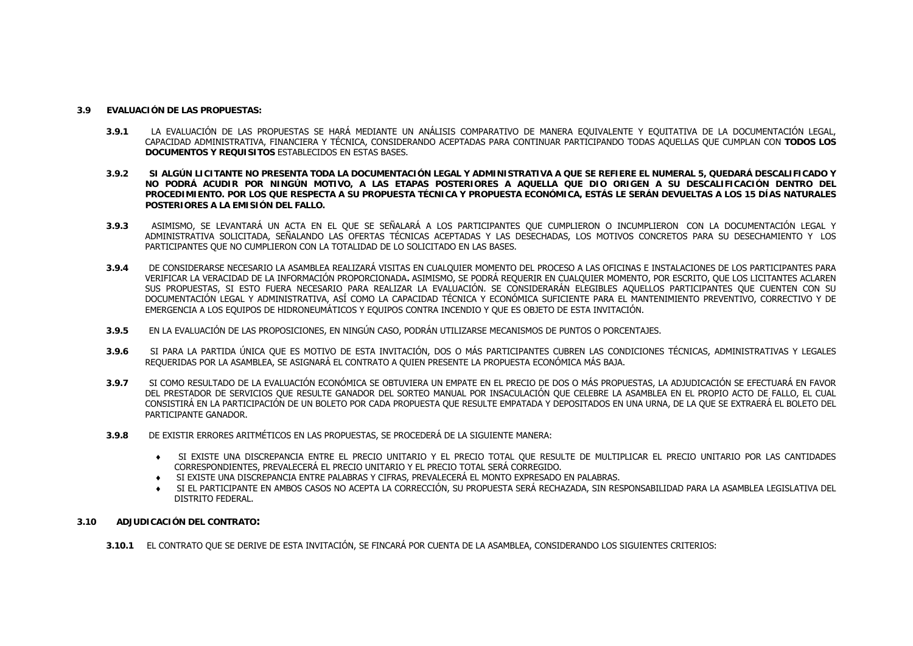## 3.9 EVALUACIÓN DE LAS PROPUESTAS:

**3.9.1** LA EVALUACIÓN DE LAS PROPUESTAS SE HARÁ MEDIANTE UN ANÁLISIS COMPARATIVO DE MANERA EQUIVALENTE Y EQUITATIVA DE LA DOCUMENTACIÓN LEGAL, CAPACIDAD ADMINISTRATIVA, FINANCIERA Y TÉCNICA, CONSIDERANDO ACEPTADAS PARA CONTINUAR PARTICIPANDO TODAS AQUELLAS QUE CUMPLAN CON **TODOS LOS DOCUMENTOS Y REQUISITOS** ESTABLECIDOS EN ESTAS BASES.

**3.9.2** **SI ALGÚN LICITANTE NO PRESENTA TODA LA DOCUMENTACIÓN LEGAL Y ADMINISTRATIVA A QUE SE REFIERE EL NUMERAL 5, QUEDARÁ DESCALIFICADO Y NO PODRÁ ACUDIR POR NINGÚN MOTIVO, A LAS ETAPAS POSTERIORES A AQUELLA QUE DIO ORIGEN A SU DESCALIFICACIÓN DENTRO DEL PROCEDIMIENTO. POR LOS QUE RESPECTA A SU PROPUESTA TÉCNICA Y PROPUESTA ECONÓMICA, ESTÁS LE SERÁN DEVUELTAS A LOS 15 DÍAS NATURALES POSTERIORES A LA EMISIÓN DEL FALLO.**

**3.9.3** ASIMISMO, SE LEVANTARÁ UN ACTA EN EL QUE SE SEÑALARÁ A LOS PARTICIPANTES QUE CUMPLIERON O INCUMPLIERON CON LA DOCUMENTACIÓN LEGAL Y ADMINISTRATIVA SOLICITADA, SEÑALANDO LAS OFERTAS TÉCNICAS ACEPTADAS Y LAS DESECHADAS, LOS MOTIVOS CONCRETOS PARA SU DESECHAMIENTO Y LOS PARTICIPANTES QUE NO CUMPLIERON CON LA TOTALIDAD DE LO SOLICITADO EN LAS BASES.

**3.9.4** DE CONSIDERARSE NECESARIO LA ASAMBLEA REALIZARÁ VISITAS EN CUALQUIER MOMENTO DEL PROCESO A LAS OFICINAS E INSTALACIONES DE LOS PARTICIPANTES PARA VERIFICAR LA VERACIDAD DE LA INFORMACIÓN PROPORCIONADA**.** ASIMISMO, SE PODRÁ REQUERIR EN CUALQUIER MOMENTO, POR ESCRITO, QUE LOS LICITANTES ACLAREN SUS PROPUESTAS, SI ESTO FUERA NECESARIO PARA REALIZAR LA EVALUACIÓN. SE CONSIDERARÁN ELEGIBLES AQUELLOS PARTICIPANTES QUE CUENTEN CON SU DOCUMENTACIÓN LEGAL Y ADMINISTRATIVA, ASÍ COMO LA CAPACIDAD TÉCNICA Y ECONÓMICA SUFICIENTE PARA EL MANTENIMIENTO PREVENTIVO, CORRECTIVO Y DE EMERGENCIA A LOS EQUIPOS DE HIDRONEUMÁTICOS Y EQUIPOS CONTRA INCENDIO Y QUE ES OBJETO DE ESTA INVITACIÓN.

**3.9.5** EN LA EVALUACIÓN DE LAS PROPOSICIONES, EN NINGÚN CASO, PODRÁN UTILIZARSE MECANISMOS DE PUNTOS O PORCENTAJES.

**3.9.6** SI PARA LA PARTIDA ÚNICA QUE ES MOTIVO DE ESTA INVITACIÓN, DOS O MÁS PARTICIPANTES CUBREN LAS CONDICIONES TÉCNICAS, ADMINISTRATIVAS Y LEGALES REQUERIDAS POR LA ASAMBLEA, SE ASIGNARÁ EL CONTRATO A QUIEN PRESENTE LA PROPUESTA ECONÓMICA MÁS BAJA.

**3.9.7** SI COMO RESULTADO DE LA EVALUACIÓN ECONÓMICA SE OBTUVIERA UN EMPATE EN EL PRECIO DE DOS O MÁS PROPUESTAS, LA ADJUDICACIÓN SE EFECTUARÁ EN FAVOR DEL PRESTADOR DE SERVICIOS QUE RESULTE GANADOR DEL SORTEO MANUAL POR INSACULACIÓN QUE CELEBRE LA ASAMBLEA EN EL PROPIO ACTO DE FALLO, EL CUAL CONSISTIRÁ EN LA PARTICIPACIÓN DE UN BOLETO POR CADA PROPUESTA QUE RESULTE EMPATADA Y DEPOSITADOS EN UNA URNA, DE LA QUE SE EXTRAERÁ EL BOLETO DEL PARTICIPANTE GANADOR.

**3.9.8** DE EXISTIR ERRORES ARITMÉTICOS EN LAS PROPUESTAS, SE PROCEDERÁ DE LA SIGUIENTE MANERA:

- SI EXISTE UNA DISCREPANCIA ENTRE EL PRECIO UNITARIO Y EL PRECIO TOTAL QUE RESULTE DE MULTIPLICAR EL PRECIO UNITARIO POR LAS CANTIDADES CORRESPONDIENTES, PREVALECERÁ EL PRECIO UNITARIO Y EL PRECIO TOTAL SERÁ CORREGIDO.
- SI EXISTE UNA DISCREPANCIA ENTRE PALABRAS Y CIFRAS, PREVALECERÁ EL MONTO EXPRESADO EN PALABRAS.
- SI EL PARTICIPANTE EN AMBOS CASOS NO ACEPTA LA CORRECCIÓN, SU PROPUESTA SERÁ RECHAZADA, SIN RESPONSABILIDAD PARA LA ASAMBLEA LEGISLATIVA DEL DISTRITO FEDERAL.

## 3.10 ADJUDICACIÓN DEL CONTRATO:

**3.10.1** EL CONTRATO QUE SE DERIVE DE ESTA INVITACIÓN, SE FINCARÁ POR CUENTA DE LA ASAMBLEA, CONSIDERANDO LOS SIGUIENTES CRITERIOS: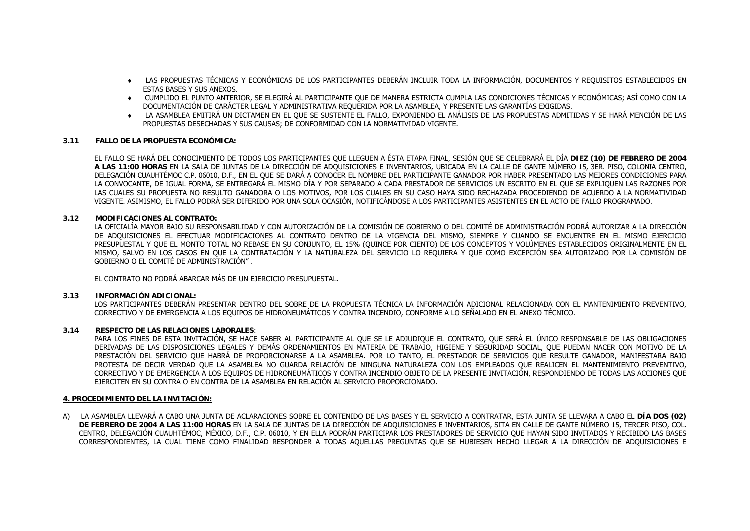- LAS PROPUESTAS TÉCNICAS Y ECONÓMICAS DE LOS PARTICIPANTES DEBERÁN INCLUIR TODA LA INFORMACIÓN, DOCUMENTOS Y REQUISITOS ESTABLECIDOS EN ESTAS BASES Y SUS ANEXOS.
- CUMPLIDO EL PUNTO ANTERIOR, SE ELEGIRÁ AL PARTICIPANTE QUE DE MANERA ESTRICTA CUMPLA LAS CONDICIONES TÉCNICAS Y ECONÓMICAS; ASÍ COMO CON LA DOCUMENTACIÓN DE CARÁCTER LEGAL Y ADMINISTRATIVA REQUERIDA POR LA ASAMBLEA, Y PRESENTE LAS GARANTÍAS EXIGIDAS.
- LA ASAMBLEA EMITIRÁ UN DICTAMEN EN EL QUE SE SUSTENTE EL FALLO, EXPONIENDO EL ANÁLISIS DE LAS PROPUESTAS ADMITIDAS Y SE HARÁ MENCIÓN DE LAS PROPUESTAS DESECHADAS Y SUS CAUSAS; DE CONFORMIDAD CON LA NORMATIVIDAD VIGENTE.

**3.11 FALLO DE LA PROPUESTA ECONÓMICA:**

EL FALLO SE HARÁ DEL CONOCIMIENTO DE TODOS LOS PARTICIPANTES QUE LLEGUEN A ÉSTA ETAPA FINAL, SESIÓN QUE SE CELEBRARÁ EL DÍA **DIEZ (10) DE FEBRERO DE 2004 A LAS 11:00 HORAS** EN LA SALA DE JUNTAS DE LA DIRECCIÓN DE ADQUISICIONES E INVENTARIOS, UBICADA EN LA CALLE DE GANTE NÚMERO 15, 3ER. PISO, COLONIA CENTRO, DELEGACIÓN CUAUHTÉMOC C.P. 06010, D.F., EN EL QUE SE DARÁ A CONOCER EL NOMBRE DEL PARTICIPANTE GANADOR POR HABER PRESENTADO LAS MEJORES CONDICIONES PARA LA CONVOCANTE, DE IGUAL FORMA, SE ENTREGARÁ EL MISMO DÍA Y POR SEPARADO A CADA PRESTADOR DE SERVICIOS UN ESCRITO EN EL QUE SE EXPLIQUEN LAS RAZONES POR LAS CUALES SU PROPUESTA NO RESULTO GANADORA O LOS MOTIVOS, POR LOS CUALES EN SU CASO HAYA SIDO RECHAZADA PROCEDIENDO DE ACUERDO A LA NORMATIVIDAD VIGENTE. ASIMISMO, EL FALLO PODRÁ SER DIFERIDO POR UNA SOLA OCASIÓN, NOTIFICÁNDOSE A LOS PARTICIPANTES ASISTENTES EN EL ACTO DE FALLO PROGRAMADO.

**3.12 MODIFICACIONES AL CONTRATO:**

LA OFICIALÍA MAYOR BAJO SU RESPONSABILIDAD Y CON AUTORIZACIÓN DE LA COMISIÓN DE GOBIERNO O DEL COMITÉ DE ADMINISTRACIÓN PODRÁ AUTORIZAR A LA DIRECCIÓN DE ADQUISICIONES EL EFECTUAR MODIFICACIONES AL CONTRATO DENTRO DE LA VIGENCIA DEL MISMO, SIEMPRE Y CUANDO SE ENCUENTRE EN EL MISMO EJERCICIO PRESUPUESTAL Y QUE EL MONTO TOTAL NO REBASE EN SU CONJUNTO, EL 15% (QUINCE POR CIENTO) DE LOS CONCEPTOS Y VOLÚMENES ESTABLECIDOS ORIGINALMENTE EN EL MISMO, SALVO EN LOS CASOS EN QUE LA CONTRATACIÓN Y LA NATURALEZA DEL SERVICIO LO REQUIERA Y QUE COMO EXCEPCIÓN SEA AUTORIZADO POR LA COMISIÓN DE GOBIERNO O EL COMITÉ DE ADMINISTRACIÓN" .

EL CONTRATO NO PODRÁ ABARCAR MÁS DE UN EJERCICIO PRESUPUESTAL.

**3.13 INFORMACIÓN ADICIONAL:**

LOS PARTICIPANTES DEBERÁN PRESENTAR DENTRO DEL SOBRE DE LA PROPUESTA TÉCNICA LA INFORMACIÓN ADICIONAL RELACIONADA CON EL MANTENIMIENTO PREVENTIVO, CORRECTIVO Y DE EMERGENCIA A LOS EQUIPOS DE HIDRONEUMÁTICOS Y CONTRA INCENDIO, CONFORME A LO SEÑALADO EN EL ANEXO TÉCNICO.

**3.14 RESPECTO DE LAS RELACIONES LABORALES**:

PARA LOS FINES DE ESTA INVITACIÓN, SE HACE SABER AL PARTICIPANTE AL QUE SE LE ADJUDIQUE EL CONTRATO, QUE SERÁ EL ÚNICO RESPONSABLE DE LAS OBLIGACIONES DERIVADAS DE LAS DISPOSICIONES LEGALES Y DEMÁS ORDENAMIENTOS EN MATERIA DE TRABAJO, HIGIENE Y SEGURIDAD SOCIAL, QUE PUEDAN NACER CON MOTIVO DE LA PRESTACIÓN DEL SERVICIO QUE HABRÁ DE PROPORCIONARSE A LA ASAMBLEA. POR LO TANTO, EL PRESTADOR DE SERVICIOS QUE RESULTE GANADOR, MANIFESTARA BAJO PROTESTA DE DECIR VERDAD QUE LA ASAMBLEA NO GUARDA RELACIÓN DE NINGUNA NATURALEZA CON LOS EMPLEADOS QUE REALICEN EL MANTENIMIENTO PREVENTIVO, CORRECTIVO Y DE EMERGENCIA A LOS EQUIPOS DE HIDRONEUMÁTICOS Y CONTRA INCENDIO OBJETO DE LA PRESENTE INVITACIÓN, RESPONDIENDO DE TODAS LAS ACCIONES QUE EJERCITEN EN SU CONTRA O EN CONTRA DE LA ASAMBLEA EN RELACIÓN AL SERVICIO PROPORCIONADO.

**4. PROCEDIMIENTO DEL LA INVITACIÓN:**

A) LA ASAMBLEA LLEVARÁ A CABO UNA JUNTA DE ACLARACIONES SOBRE EL CONTENIDO DE LAS BASES Y EL SERVICIO A CONTRATAR, ESTA JUNTA SE LLEVARA A CABO EL **DÍA DOS (02) DE FEBRERO DE 2004 A LAS 11:00 HORAS** EN LA SALA DE JUNTAS DE LA DIRECCIÓN DE ADQUISICIONES E INVENTARIOS, SITA EN CALLE DE GANTE NÚMERO 15, TERCER PISO, COL. CENTRO, DELEGACIÓN CUAUHTÉMOC, MÉXICO, D.F., C.P. 06010, Y EN ELLA PODRÁN PARTICIPAR LOS PRESTADORES DE SERVICIO QUE HAYAN SIDO INVITADOS Y RECIBIDO LAS BASES CORRESPONDIENTES, LA CUAL TIENE COMO FINALIDAD RESPONDER A TODAS AQUELLAS PREGUNTAS QUE SE HUBIESEN HECHO LLEGAR A LA DIRECCIÓN DE ADQUISICIONES E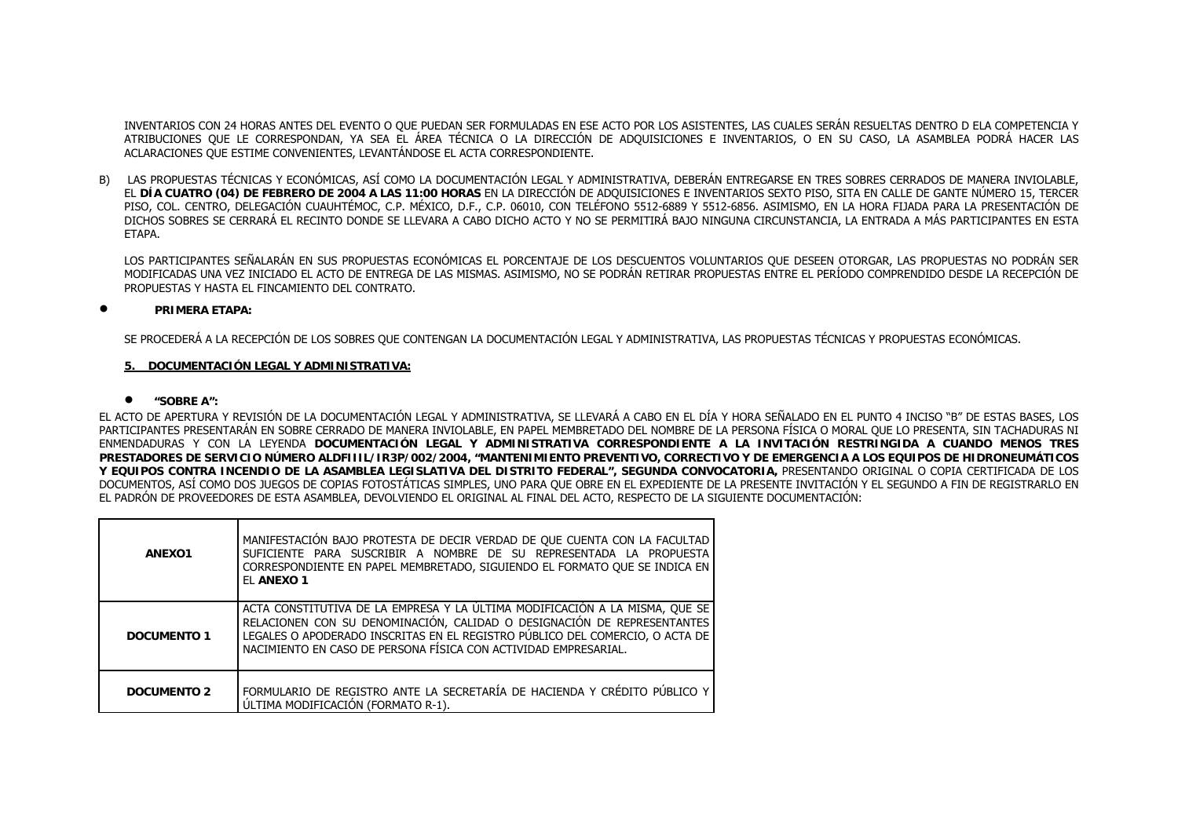INVENTARIOS CON 24 HORAS ANTES DEL EVENTO O QUE PUEDAN SER FORMULADAS EN ESE ACTO POR LOS ASISTENTES, LAS CUALES SERÁN RESUELTAS DENTRO D ELA COMPETENCIA Y ATRIBUCIONES QUE LE CORRESPONDAN, YA SEA EL ÁREA TÉCNICA O LA DIRECCIÓN DE ADQUISICIONES E INVENTARIOS, O EN SU CASO, LA ASAMBLEA PODRÁ HACER LAS ACLARACIONES QUE ESTIME CONVENIENTES, LEVANTÁNDOSE EL ACTA CORRESPONDIENTE.

B) LAS PROPUESTAS TÉCNICAS Y ECONÓMICAS, ASÍ COMO LA DOCUMENTACIÓN LEGAL Y ADMINISTRATIVA, DEBERÁN ENTREGARSE EN TRES SOBRES CERRADOS DE MANERA INVIOLABLE, EL **DÍA CUATRO (04) DE FEBRERO DE 2004 A LAS 11:00 HORAS** EN LA DIRECCIÓN DE ADQUISICIONES E INVENTARIOS SEXTO PISO, SITA EN CALLE DE GANTE NÚMERO 15, TERCER PISO, COL. CENTRO, DELEGACIÓN CUAUHTÉMOC, C.P. MÉXICO, D.F., C.P. 06010, CON TELÉFONO 5512-6889 Y 5512-6856. ASIMISMO, EN LA HORA FIJADA PARA LA PRESENTACIÓN DE DICHOS SOBRES SE CERRARÁ EL RECINTO DONDE SE LLEVARA A CABO DICHO ACTO Y NO SE PERMITIRÁ BAJO NINGUNA CIRCUNSTANCIA, LA ENTRADA A MÁS PARTICIPANTES EN ESTA ETAPA.

LOS PARTICIPANTES SEÑALARÁN EN SUS PROPUESTAS ECONÓMICAS EL PORCENTAJE DE LOS DESCUENTOS VOLUNTARIOS QUE DESEEN OTORGAR, LAS PROPUESTAS NO PODRÁN SER MODIFICADAS UNA VEZ INICIADO EL ACTO DE ENTREGA DE LAS MISMAS. ASIMISMO, NO SE PODRÁN RETIRAR PROPUESTAS ENTRE EL PERÍODO COMPRENDIDO DESDE LA RECEPCIÓN DE PROPUESTAS Y HASTA EL FINCAMIENTO DEL CONTRATO.

- **PRIMERA ETAPA:**

SE PROCEDERÁ A LA RECEPCIÓN DE LOS SOBRES QUE CONTENGAN LA DOCUMENTACIÓN LEGAL Y ADMINISTRATIVA, LAS PROPUESTAS TÉCNICAS Y PROPUESTAS ECONÓMICAS.

**5. DOCUMENTACIÓN LEGAL Y ADMINISTRATIVA:**

- **"SOBRE A":**

EL ACTO DE APERTURA Y REVISIÓN DE LA DOCUMENTACIÓN LEGAL Y ADMINISTRATIVA, SE LLEVARÁ A CABO EN EL DÍA Y HORA SEÑALADO EN EL PUNTO 4 INCISO "B" DE ESTAS BASES, LOS PARTICIPANTES PRESENTARÁN EN SOBRE CERRADO DE MANERA INVIOLABLE, EN PAPEL MEMBRETADO DEL NOMBRE DE LA PERSONA FÍSICA O MORAL QUE LO PRESENTA, SIN TACHADURAS NI ENMENDADURAS Y CON LA LEYENDA **DOCUMENTACIÓN LEGAL Y ADMINISTRATIVA CORRESPONDIENTE A LA INVITACIÓN RESTRINGIDA A CUANDO MENOS TRES PRESTADORES DE SERVICIO NÚMERO ALDFIIIL/IR3P/002/2004, "MANTENIMIENTO PREVENTIVO, CORRECTIVO Y DE EMERGENCIA A LOS EQUIPOS DE HIDRONEUMÁTICOS Y EQUIPOS CONTRA INCENDIO DE LA ASAMBLEA LEGISLATIVA DEL DISTRITO FEDERAL", SEGUNDA CONVOCATORIA,** PRESENTANDO ORIGINAL O COPIA CERTIFICADA DE LOS DOCUMENTOS, ASÍ COMO DOS JUEGOS DE COPIAS FOTOSTÁTICAS SIMPLES, UNO PARA QUE OBRE EN EL EXPEDIENTE DE LA PRESENTE INVITACIÓN Y EL SEGUNDO A FIN DE REGISTRARLO EN EL PADRÓN DE PROVEEDORES DE ESTA ASAMBLEA, DEVOLVIENDO EL ORIGINAL AL FINAL DEL ACTO, RESPECTO DE LA SIGUIENTE DOCUMENTACIÓN:

| | |
|---|---|
| **ANEXO1** | MANIFESTACIÓN BAJO PROTESTA DE DECIR VERDAD DE QUE CUENTA CON LA FACULTAD SUFICIENTE PARA SUSCRIBIR A NOMBRE DE SU REPRESENTADA LA PROPUESTA CORRESPONDIENTE EN PAPEL MEMBRETADO, SIGUIENDO EL FORMATO QUE SE INDICA EN EL **ANEXO 1** |
| **DOCUMENTO 1** | ACTA CONSTITUTIVA DE LA EMPRESA Y LA ÚLTIMA MODIFICACIÓN A LA MISMA, QUE SE RELACIONEN CON SU DENOMINACIÓN, CALIDAD O DESIGNACIÓN DE REPRESENTANTES LEGALES O APODERADO INSCRITAS EN EL REGISTRO PÚBLICO DEL COMERCIO, O ACTA DE NACIMIENTO EN CASO DE PERSONA FÍSICA CON ACTIVIDAD EMPRESARIAL. |
| **DOCUMENTO 2** | FORMULARIO DE REGISTRO ANTE LA SECRETARÍA DE HACIENDA Y CRÉDITO PÚBLICO Y ÚLTIMA MODIFICACIÓN (FORMATO R-1). |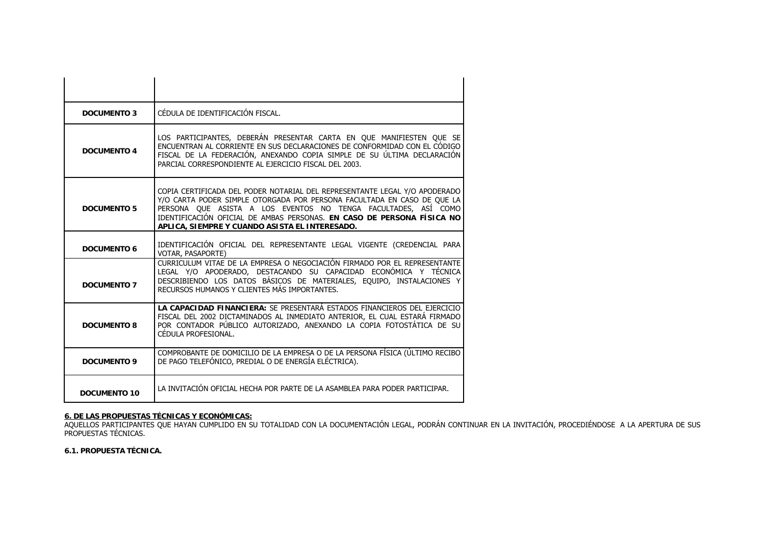| | |
|---|---|
| **DOCUMENTO 3** | CÉDULA DE IDENTIFICACIÓN FISCAL. |
| **DOCUMENTO 4** | LOS PARTICIPANTES, DEBERÁN PRESENTAR CARTA EN QUE MANIFIESTEN QUE SE ENCUENTRAN AL CORRIENTE EN SUS DECLARACIONES DE CONFORMIDAD CON EL CÓDIGO FISCAL DE LA FEDERACIÓN, ANEXANDO COPIA SIMPLE DE SU ÚLTIMA DECLARACIÓN PARCIAL CORRESPONDIENTE AL EJERCICIO FISCAL DEL 2003. |
| **DOCUMENTO 5** | COPIA CERTIFICADA DEL PODER NOTARIAL DEL REPRESENTANTE LEGAL Y/O APODERADO Y/O CARTA PODER SIMPLE OTORGADA POR PERSONA FACULTADA EN CASO DE QUE LA PERSONA QUE ASISTA A LOS EVENTOS NO TENGA FACULTADES, ASÍ COMO IDENTIFICACIÓN OFICIAL DE AMBAS PERSONAS. **EN CASO DE PERSONA FÍSICA NO APLICA, SIEMPRE Y CUANDO ASISTA EL INTERESADO.** |
| **DOCUMENTO 6** | IDENTIFICACIÓN OFICIAL DEL REPRESENTANTE LEGAL VIGENTE (CREDENCIAL PARA VOTAR, PASAPORTE) |
| **DOCUMENTO 7** | CURRICULUM VITAE DE LA EMPRESA O NEGOCIACIÓN FIRMADO POR EL REPRESENTANTE LEGAL Y/O APODERADO, DESTACANDO SU CAPACIDAD ECONÓMICA Y TÉCNICA DESCRIBIENDO LOS DATOS BÁSICOS DE MATERIALES, EQUIPO, INSTALACIONES Y RECURSOS HUMANOS Y CLIENTES MÁS IMPORTANTES. |
| **DOCUMENTO 8** | **LA CAPACIDAD FINANCIERA:** SE PRESENTARÁ ESTADOS FINANCIEROS DEL EJERCICIO FISCAL DEL 2002 DICTAMINADOS AL INMEDIATO ANTERIOR, EL CUAL ESTARÁ FIRMADO POR CONTADOR PÚBLICO AUTORIZADO, ANEXANDO LA COPIA FOTOSTÁTICA DE SU CÉDULA PROFESIONAL. |
| **DOCUMENTO 9** | COMPROBANTE DE DOMICILIO DE LA EMPRESA O DE LA PERSONA FÍSICA (ÚLTIMO RECIBO DE PAGO TELEFÓNICO, PREDIAL O DE ENERGÍA ELÉCTRICA). |
| **DOCUMENTO 10** | LA INVITACIÓN OFICIAL HECHA POR PARTE DE LA ASAMBLEA PARA PODER PARTICIPAR. |

## 6. DE LAS PROPUESTAS TÉCNICAS Y ECONÓMICAS:

AQUELLOS PARTICIPANTES QUE HAYAN CUMPLIDO EN SU TOTALIDAD CON LA DOCUMENTACIÓN LEGAL, PODRÁN CONTINUAR EN LA INVITACIÓN, PROCEDIÉNDOSE A LA APERTURA DE SUS PROPUESTAS TÉCNICAS.

### 6.1. PROPUESTA TÉCNICA.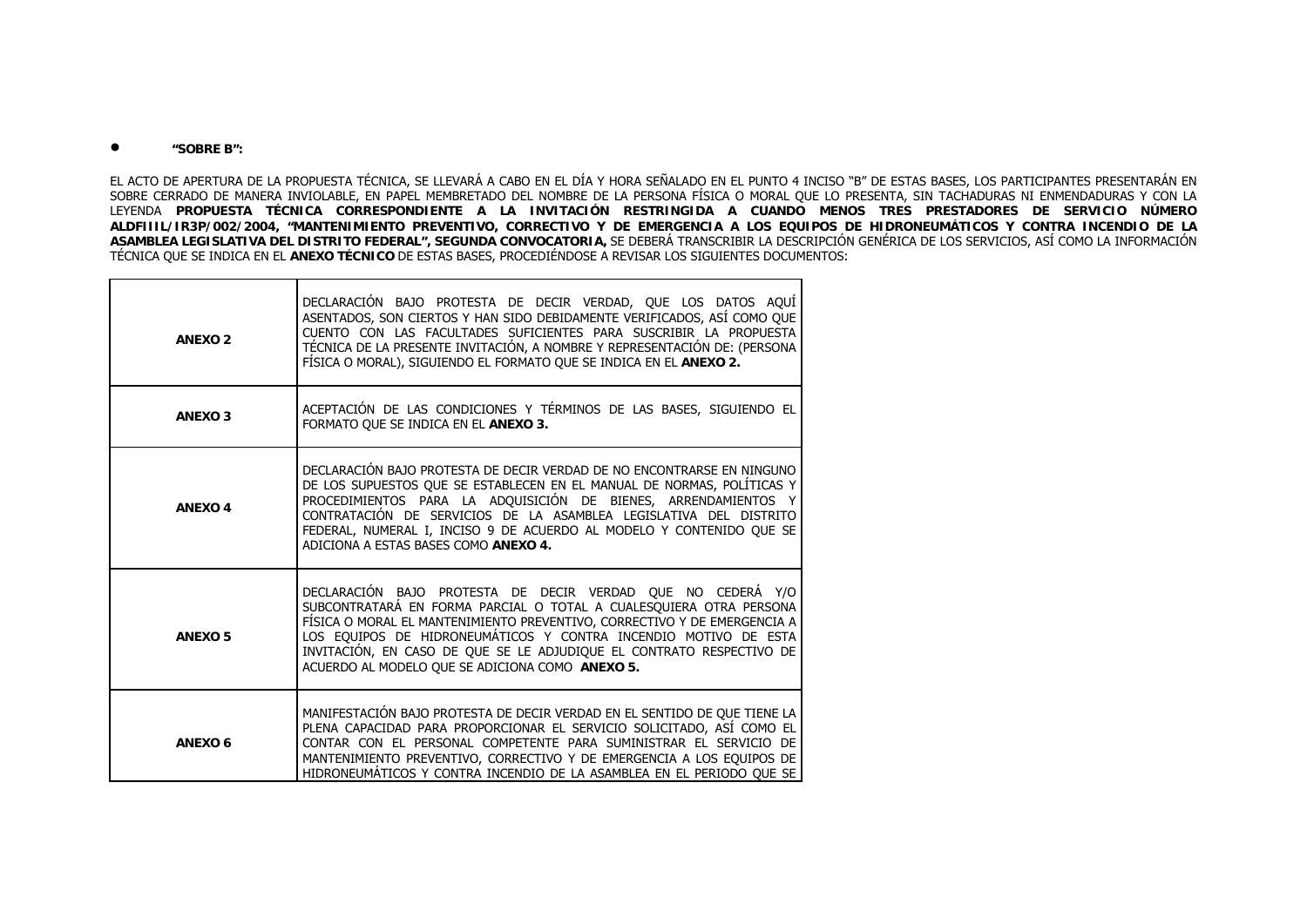- **"SOBRE B":**

EL ACTO DE APERTURA DE LA PROPUESTA TÉCNICA, SE LLEVARÁ A CABO EN EL DÍA Y HORA SEÑALADO EN EL PUNTO 4 INCISO "B" DE ESTAS BASES, LOS PARTICIPANTES PRESENTARÁN EN SOBRE CERRADO DE MANERA INVIOLABLE, EN PAPEL MEMBRETADO DEL NOMBRE DE LA PERSONA FÍSICA O MORAL QUE LO PRESENTA, SIN TACHADURAS NI ENMENDADURAS Y CON LA LEYENDA **PROPUESTA TÉCNICA CORRESPONDIENTE A LA INVITACIÓN RESTRINGIDA A CUANDO MENOS TRES PRESTADORES DE SERVICIO NÚMERO ALDFIIIL/IR3P/002/2004, "MANTENIMIENTO PREVENTIVO, CORRECTIVO Y DE EMERGENCIA A LOS EQUIPOS DE HIDRONEUMÁTICOS Y CONTRA INCENDIO DE LA ASAMBLEA LEGISLATIVA DEL DISTRITO FEDERAL", SEGUNDA CONVOCATORIA,** SE DEBERÁ TRANSCRIBIR LA DESCRIPCIÓN GENÉRICA DE LOS SERVICIOS, ASÍ COMO LA INFORMACIÓN TÉCNICA QUE SE INDICA EN EL **ANEXO TÉCNICO** DE ESTAS BASES, PROCEDIÉNDOSE A REVISAR LOS SIGUIENTES DOCUMENTOS:

| | |
|---|---|
| **ANEXO 2** | DECLARACIÓN BAJO PROTESTA DE DECIR VERDAD, QUE LOS DATOS AQUÍ ASENTADOS, SON CIERTOS Y HAN SIDO DEBIDAMENTE VERIFICADOS, ASÍ COMO QUE CUENTO CON LAS FACULTADES SUFICIENTES PARA SUSCRIBIR LA PROPUESTA TÉCNICA DE LA PRESENTE INVITACIÓN, A NOMBRE Y REPRESENTACIÓN DE: (PERSONA FÍSICA O MORAL), SIGUIENDO EL FORMATO QUE SE INDICA EN EL **ANEXO 2.** |
| **ANEXO 3** | ACEPTACIÓN DE LAS CONDICIONES Y TÉRMINOS DE LAS BASES, SIGUIENDO EL FORMATO QUE SE INDICA EN EL **ANEXO 3.** |
| **ANEXO 4** | DECLARACIÓN BAJO PROTESTA DE DECIR VERDAD DE NO ENCONTRARSE EN NINGUNO DE LOS SUPUESTOS QUE SE ESTABLECEN EN EL MANUAL DE NORMAS, POLÍTICAS Y PROCEDIMIENTOS PARA LA ADQUISICIÓN DE BIENES, ARRENDAMIENTOS Y CONTRATACIÓN DE SERVICIOS DE LA ASAMBLEA LEGISLATIVA DEL DISTRITO FEDERAL, NUMERAL I, INCISO 9 DE ACUERDO AL MODELO Y CONTENIDO QUE SE ADICIONA A ESTAS BASES COMO **ANEXO 4.** |
| **ANEXO 5** | DECLARACIÓN BAJO PROTESTA DE DECIR VERDAD QUE NO CEDERÁ Y/O SUBCONTRATARÁ EN FORMA PARCIAL O TOTAL A CUALESQUIERA OTRA PERSONA FÍSICA O MORAL EL MANTENIMIENTO PREVENTIVO, CORRECTIVO Y DE EMERGENCIA A LOS EQUIPOS DE HIDRONEUMÁTICOS Y CONTRA INCENDIO MOTIVO DE ESTA INVITACIÓN, EN CASO DE QUE SE LE ADJUDIQUE EL CONTRATO RESPECTIVO DE ACUERDO AL MODELO QUE SE ADICIONA COMO **ANEXO 5.** |
| **ANEXO 6** | MANIFESTACIÓN BAJO PROTESTA DE DECIR VERDAD EN EL SENTIDO DE QUE TIENE LA PLENA CAPACIDAD PARA PROPORCIONAR EL SERVICIO SOLICITADO, ASÍ COMO EL CONTAR CON EL PERSONAL COMPETENTE PARA SUMINISTRAR EL SERVICIO DE MANTENIMIENTO PREVENTIVO, CORRECTIVO Y DE EMERGENCIA A LOS EQUIPOS DE HIDRONEUMÁTICOS Y CONTRA INCENDIO DE LA ASAMBLEA EN EL PERIODO QUE SE |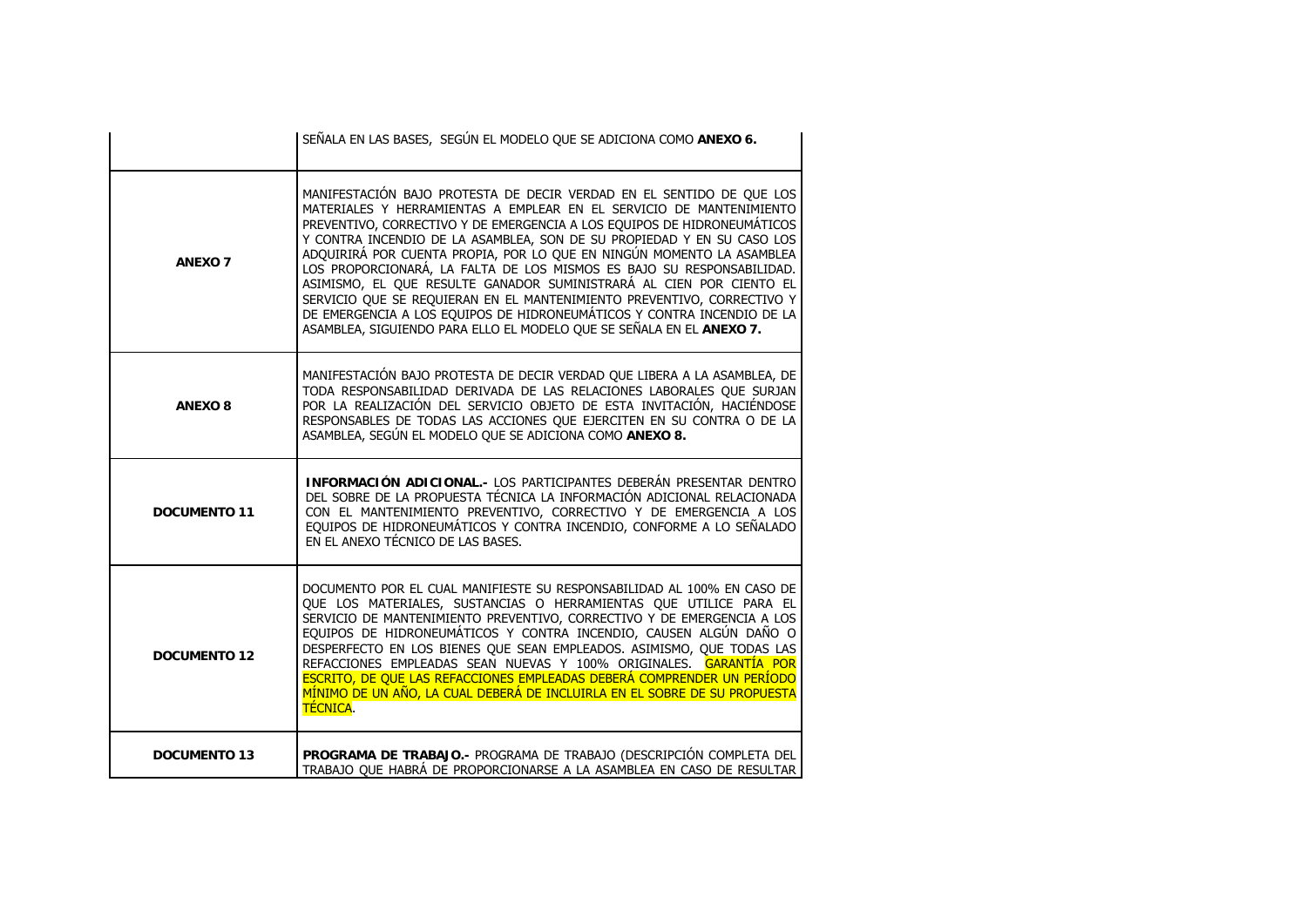| | |
|---|---|
| | SEÑALA EN LAS BASES, SEGÚN EL MODELO QUE SE ADICIONA COMO **ANEXO 6.** |
| **ANEXO 7** | MANIFESTACIÓN BAJO PROTESTA DE DECIR VERDAD EN EL SENTIDO DE QUE LOS MATERIALES Y HERRAMIENTAS A EMPLEAR EN EL SERVICIO DE MANTENIMIENTO PREVENTIVO, CORRECTIVO Y DE EMERGENCIA A LOS EQUIPOS DE HIDRONEUMÁTICOS Y CONTRA INCENDIO DE LA ASAMBLEA, SON DE SU PROPIEDAD Y EN SU CASO LOS ADQUIRIRÁ POR CUENTA PROPIA, POR LO QUE EN NINGÚN MOMENTO LA ASAMBLEA LOS PROPORCIONARÁ, LA FALTA DE LOS MISMOS ES BAJO SU RESPONSABILIDAD. ASIMISMO, EL QUE RESULTE GANADOR SUMINISTRARÁ AL CIEN POR CIENTO EL SERVICIO QUE SE REQUIERAN EN EL MANTENIMIENTO PREVENTIVO, CORRECTIVO Y DE EMERGENCIA A LOS EQUIPOS DE HIDRONEUMÁTICOS Y CONTRA INCENDIO DE LA ASAMBLEA, SIGUIENDO PARA ELLO EL MODELO QUE SE SEÑALA EN EL **ANEXO 7.** |
| **ANEXO 8** | MANIFESTACIÓN BAJO PROTESTA DE DECIR VERDAD QUE LIBERA A LA ASAMBLEA, DE TODA RESPONSABILIDAD DERIVADA DE LAS RELACIONES LABORALES QUE SURJAN POR LA REALIZACIÓN DEL SERVICIO OBJETO DE ESTA INVITACIÓN, HACIÉNDOSE RESPONSABLES DE TODAS LAS ACCIONES QUE EJERCITEN EN SU CONTRA O DE LA ASAMBLEA, SEGÚN EL MODELO QUE SE ADICIONA COMO **ANEXO 8.** |
| **DOCUMENTO 11** | **INFORMACIÓN ADICIONAL.-** LOS PARTICIPANTES DEBERÁN PRESENTAR DENTRO DEL SOBRE DE LA PROPUESTA TÉCNICA LA INFORMACIÓN ADICIONAL RELACIONADA CON EL MANTENIMIENTO PREVENTIVO, CORRECTIVO Y DE EMERGENCIA A LOS EQUIPOS DE HIDRONEUMÁTICOS Y CONTRA INCENDIO, CONFORME A LO SEÑALADO EN EL ANEXO TÉCNICO DE LAS BASES. |
| **DOCUMENTO 12** | DOCUMENTO POR EL CUAL MANIFIESTE SU RESPONSABILIDAD AL 100% EN CASO DE QUE LOS MATERIALES, SUSTANCIAS O HERRAMIENTAS QUE UTILICE PARA EL SERVICIO DE MANTENIMIENTO PREVENTIVO, CORRECTIVO Y DE EMERGENCIA A LOS EQUIPOS DE HIDRONEUMÁTICOS Y CONTRA INCENDIO, CAUSEN ALGÚN DAÑO O DESPERFECTO EN LOS BIENES QUE SEAN EMPLEADOS. ASIMISMO, QUE TODAS LAS REFACCIONES EMPLEADAS SEAN NUEVAS Y 100% ORIGINALES. GARANTÍA POR ESCRITO, DE QUE LAS REFACCIONES EMPLEADAS DEBERÁ COMPRENDER UN PERÍODO MÍNIMO DE UN AÑO, LA CUAL DEBERÁ DE INCLUIRLA EN EL SOBRE DE SU PROPUESTA TÉCNICA. |
| **DOCUMENTO 13** | **PROGRAMA DE TRABAJO.-** PROGRAMA DE TRABAJO (DESCRIPCIÓN COMPLETA DEL TRABAJO QUE HABRÁ DE PROPORCIONARSE A LA ASAMBLEA EN CASO DE RESULTAR |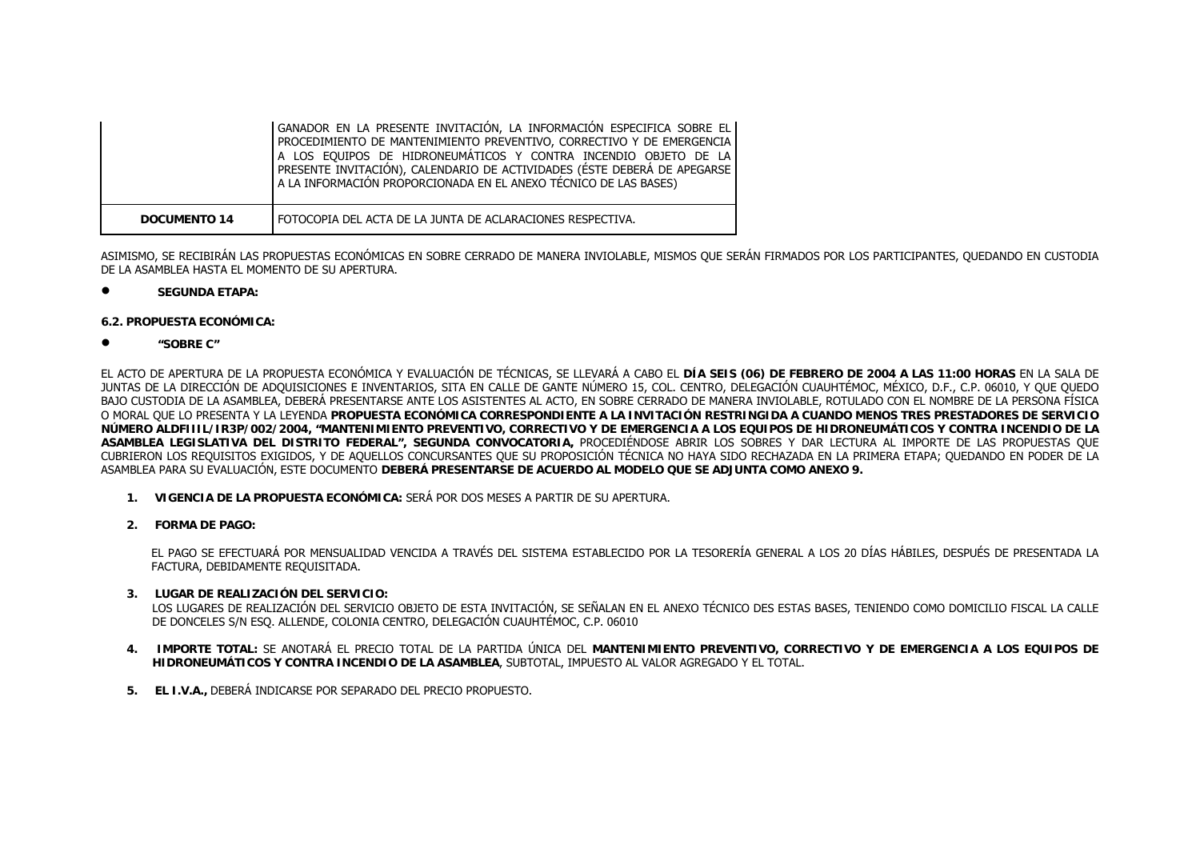| | |
|---|---|
| | GANADOR EN LA PRESENTE INVITACIÓN, LA INFORMACIÓN ESPECIFICA SOBRE EL PROCEDIMIENTO DE MANTENIMIENTO PREVENTIVO, CORRECTIVO Y DE EMERGENCIA A LOS EQUIPOS DE HIDRONEUMÁTICOS Y CONTRA INCENDIO OBJETO DE LA PRESENTE INVITACIÓN), CALENDARIO DE ACTIVIDADES (ÉSTE DEBERÁ DE APEGARSE A LA INFORMACIÓN PROPORCIONADA EN EL ANEXO TÉCNICO DE LAS BASES) |
| **DOCUMENTO 14** | FOTOCOPIA DEL ACTA DE LA JUNTA DE ACLARACIONES RESPECTIVA. |

ASIMISMO, SE RECIBIRÁN LAS PROPUESTAS ECONÓMICAS EN SOBRE CERRADO DE MANERA INVIOLABLE, MISMOS QUE SERÁN FIRMADOS POR LOS PARTICIPANTES, QUEDANDO EN CUSTODIA DE LA ASAMBLEA HASTA EL MOMENTO DE SU APERTURA.

- **SEGUNDA ETAPA:**

**6.2. PROPUESTA ECONÓMICA:**

- **"SOBRE C"**

EL ACTO DE APERTURA DE LA PROPUESTA ECONÓMICA Y EVALUACIÓN DE TÉCNICAS, SE LLEVARÁ A CABO EL **DÍA SEIS (06) DE FEBRERO DE 2004 A LAS 11:00 HORAS** EN LA SALA DE JUNTAS DE LA DIRECCIÓN DE ADQUISICIONES E INVENTARIOS, SITA EN CALLE DE GANTE NÚMERO 15, COL. CENTRO, DELEGACIÓN CUAUHTÉMOC, MÉXICO, D.F., C.P. 06010, Y QUE QUEDO BAJO CUSTODIA DE LA ASAMBLEA, DEBERÁ PRESENTARSE ANTE LOS ASISTENTES AL ACTO, EN SOBRE CERRADO DE MANERA INVIOLABLE, ROTULADO CON EL NOMBRE DE LA PERSONA FÍSICA O MORAL QUE LO PRESENTA Y LA LEYENDA **PROPUESTA ECONÓMICA CORRESPONDIENTE A LA INVITACIÓN RESTRINGIDA A CUANDO MENOS TRES PRESTADORES DE SERVICIO NÚMERO ALDFIIIL/IR3P/002/2004, "MANTENIMIENTO PREVENTIVO, CORRECTIVO Y DE EMERGENCIA A LOS EQUIPOS DE HIDRONEUMÁTICOS Y CONTRA INCENDIO DE LA ASAMBLEA LEGISLATIVA DEL DISTRITO FEDERAL", SEGUNDA CONVOCATORIA,** PROCEDIÉNDOSE ABRIR LOS SOBRES Y DAR LECTURA AL IMPORTE DE LAS PROPUESTAS QUE CUBRIERON LOS REQUISITOS EXIGIDOS, Y DE AQUELLOS CONCURSANTES QUE SU PROPOSICIÓN TÉCNICA NO HAYA SIDO RECHAZADA EN LA PRIMERA ETAPA; QUEDANDO EN PODER DE LA ASAMBLEA PARA SU EVALUACIÓN, ESTE DOCUMENTO **DEBERÁ PRESENTARSE DE ACUERDO AL MODELO QUE SE ADJUNTA COMO ANEXO 9.**

1. **VIGENCIA DE LA PROPUESTA ECONÓMICA:** SERÁ POR DOS MESES A PARTIR DE SU APERTURA.

2. **FORMA DE PAGO:**

   EL PAGO SE EFECTUARÁ POR MENSUALIDAD VENCIDA A TRAVÉS DEL SISTEMA ESTABLECIDO POR LA TESORERÍA GENERAL A LOS 20 DÍAS HÁBILES, DESPUÉS DE PRESENTADA LA FACTURA, DEBIDAMENTE REQUISITADA.

3. **LUGAR DE REALIZACIÓN DEL SERVICIO:**
   LOS LUGARES DE REALIZACIÓN DEL SERVICIO OBJETO DE ESTA INVITACIÓN, SE SEÑALAN EN EL ANEXO TÉCNICO DES ESTAS BASES, TENIENDO COMO DOMICILIO FISCAL LA CALLE DE DONCELES S/N ESQ. ALLENDE, COLONIA CENTRO, DELEGACIÓN CUAUHTÉMOC, C.P. 06010

4. **IMPORTE TOTAL:** SE ANOTARÁ EL PRECIO TOTAL DE LA PARTIDA ÚNICA DEL **MANTENIMIENTO PREVENTIVO, CORRECTIVO Y DE EMERGENCIA A LOS EQUIPOS DE HIDRONEUMÁTICOS Y CONTRA INCENDIO DE LA ASAMBLEA**, SUBTOTAL, IMPUESTO AL VALOR AGREGADO Y EL TOTAL.

5. **EL I.V.A.,** DEBERÁ INDICARSE POR SEPARADO DEL PRECIO PROPUESTO.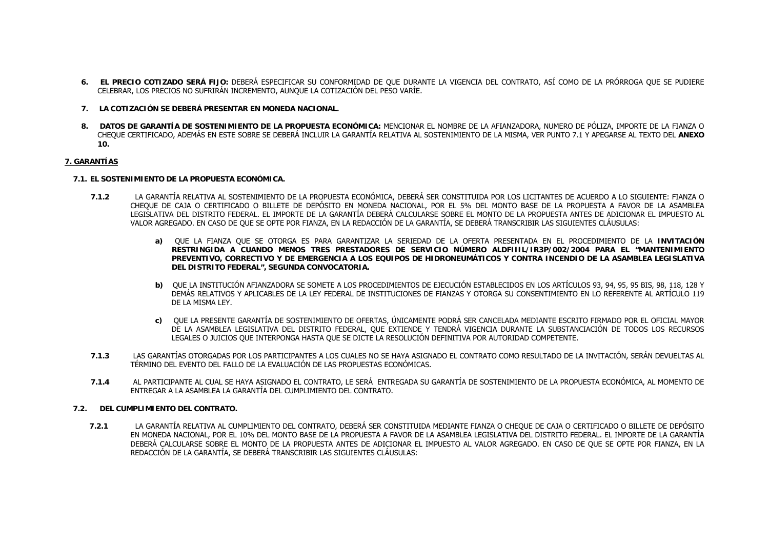6. **EL PRECIO COTIZADO SERÁ FIJO:** DEBERÁ ESPECIFICAR SU CONFORMIDAD DE QUE DURANTE LA VIGENCIA DEL CONTRATO, ASÍ COMO DE LA PRÓRROGA QUE SE PUDIERE CELEBRAR, LOS PRECIOS NO SUFRIRÁN INCREMENTO, AUNQUE LA COTIZACIÓN DEL PESO VARÍE.

7. **LA COTIZACIÓN SE DEBERÁ PRESENTAR EN MONEDA NACIONAL.**

8. **DATOS DE GARANTÍA DE SOSTENIMIENTO DE LA PROPUESTA ECONÓMICA:** MENCIONAR EL NOMBRE DE LA AFIANZADORA, NUMERO DE PÓLIZA, IMPORTE DE LA FIANZA O CHEQUE CERTIFICADO, ADEMÁS EN ESTE SOBRE SE DEBERÁ INCLUIR LA GARANTÍA RELATIVA AL SOSTENIMIENTO DE LA MISMA, VER PUNTO 7.1 Y APEGARSE AL TEXTO DEL **ANEXO 10.**

## 7. GARANTÍAS

### 7.1. EL SOSTENIMIENTO DE LA PROPUESTA ECONÓMICA.

**7.1.2** LA GARANTÍA RELATIVA AL SOSTENIMIENTO DE LA PROPUESTA ECONÓMICA, DEBERÁ SER CONSTITUIDA POR LOS LICITANTES DE ACUERDO A LO SIGUIENTE: FIANZA O CHEQUE DE CAJA O CERTIFICADO O BILLETE DE DEPÓSITO EN MONEDA NACIONAL, POR EL 5% DEL MONTO BASE DE LA PROPUESTA A FAVOR DE LA ASAMBLEA LEGISLATIVA DEL DISTRITO FEDERAL. EL IMPORTE DE LA GARANTÍA DEBERÁ CALCULARSE SOBRE EL MONTO DE LA PROPUESTA ANTES DE ADICIONAR EL IMPUESTO AL VALOR AGREGADO. EN CASO DE QUE SE OPTE POR FIANZA, EN LA REDACCIÓN DE LA GARANTÍA, SE DEBERÁ TRANSCRIBIR LAS SIGUIENTES CLÁUSULAS:

**a)** QUE LA FIANZA QUE SE OTORGA ES PARA GARANTIZAR LA SERIEDAD DE LA OFERTA PRESENTADA EN EL PROCEDIMIENTO DE LA **INVITACIÓN RESTRINGIDA A CUANDO MENOS TRES PRESTADORES DE SERVICIO NÚMERO ALDFIIIL/IR3P/002/2004 PARA EL "MANTENIMIENTO PREVENTIVO, CORRECTIVO Y DE EMERGENCIA A LOS EQUIPOS DE HIDRONEUMÁTICOS Y CONTRA INCENDIO DE LA ASAMBLEA LEGISLATIVA DEL DISTRITO FEDERAL", SEGUNDA CONVOCATORIA.**

**b)** QUE LA INSTITUCIÓN AFIANZADORA SE SOMETE A LOS PROCEDIMIENTOS DE EJECUCIÓN ESTABLECIDOS EN LOS ARTÍCULOS 93, 94, 95, 95 BIS, 98, 118, 128 Y DEMÁS RELATIVOS Y APLICABLES DE LA LEY FEDERAL DE INSTITUCIONES DE FIANZAS Y OTORGA SU CONSENTIMIENTO EN LO REFERENTE AL ARTÍCULO 119 DE LA MISMA LEY.

**c)** QUE LA PRESENTE GARANTÍA DE SOSTENIMIENTO DE OFERTAS, ÚNICAMENTE PODRÁ SER CANCELADA MEDIANTE ESCRITO FIRMADO POR EL OFICIAL MAYOR DE LA ASAMBLEA LEGISLATIVA DEL DISTRITO FEDERAL, QUE EXTIENDE Y TENDRÁ VIGENCIA DURANTE LA SUBSTANCIACIÓN DE TODOS LOS RECURSOS LEGALES O JUICIOS QUE INTERPONGA HASTA QUE SE DICTE LA RESOLUCIÓN DEFINITIVA POR AUTORIDAD COMPETENTE.

**7.1.3** LAS GARANTÍAS OTORGADAS POR LOS PARTICIPANTES A LOS CUALES NO SE HAYA ASIGNADO EL CONTRATO COMO RESULTADO DE LA INVITACIÓN, SERÁN DEVUELTAS AL TÉRMINO DEL EVENTO DEL FALLO DE LA EVALUACIÓN DE LAS PROPUESTAS ECONÓMICAS.

**7.1.4** AL PARTICIPANTE AL CUAL SE HAYA ASIGNADO EL CONTRATO, LE SERÁ ENTREGADA SU GARANTÍA DE SOSTENIMIENTO DE LA PROPUESTA ECONÓMICA, AL MOMENTO DE ENTREGAR A LA ASAMBLEA LA GARANTÍA DEL CUMPLIMIENTO DEL CONTRATO.

### 7.2. DEL CUMPLIMIENTO DEL CONTRATO.

**7.2.1** LA GARANTÍA RELATIVA AL CUMPLIMIENTO DEL CONTRATO, DEBERÁ SER CONSTITUIDA MEDIANTE FIANZA O CHEQUE DE CAJA O CERTIFICADO O BILLETE DE DEPÓSITO EN MONEDA NACIONAL, POR EL 10% DEL MONTO BASE DE LA PROPUESTA A FAVOR DE LA ASAMBLEA LEGISLATIVA DEL DISTRITO FEDERAL. EL IMPORTE DE LA GARANTÍA DEBERÁ CALCULARSE SOBRE EL MONTO DE LA PROPUESTA ANTES DE ADICIONAR EL IMPUESTO AL VALOR AGREGADO. EN CASO DE QUE SE OPTE POR FIANZA, EN LA REDACCIÓN DE LA GARANTÍA, SE DEBERÁ TRANSCRIBIR LAS SIGUIENTES CLÁUSULAS: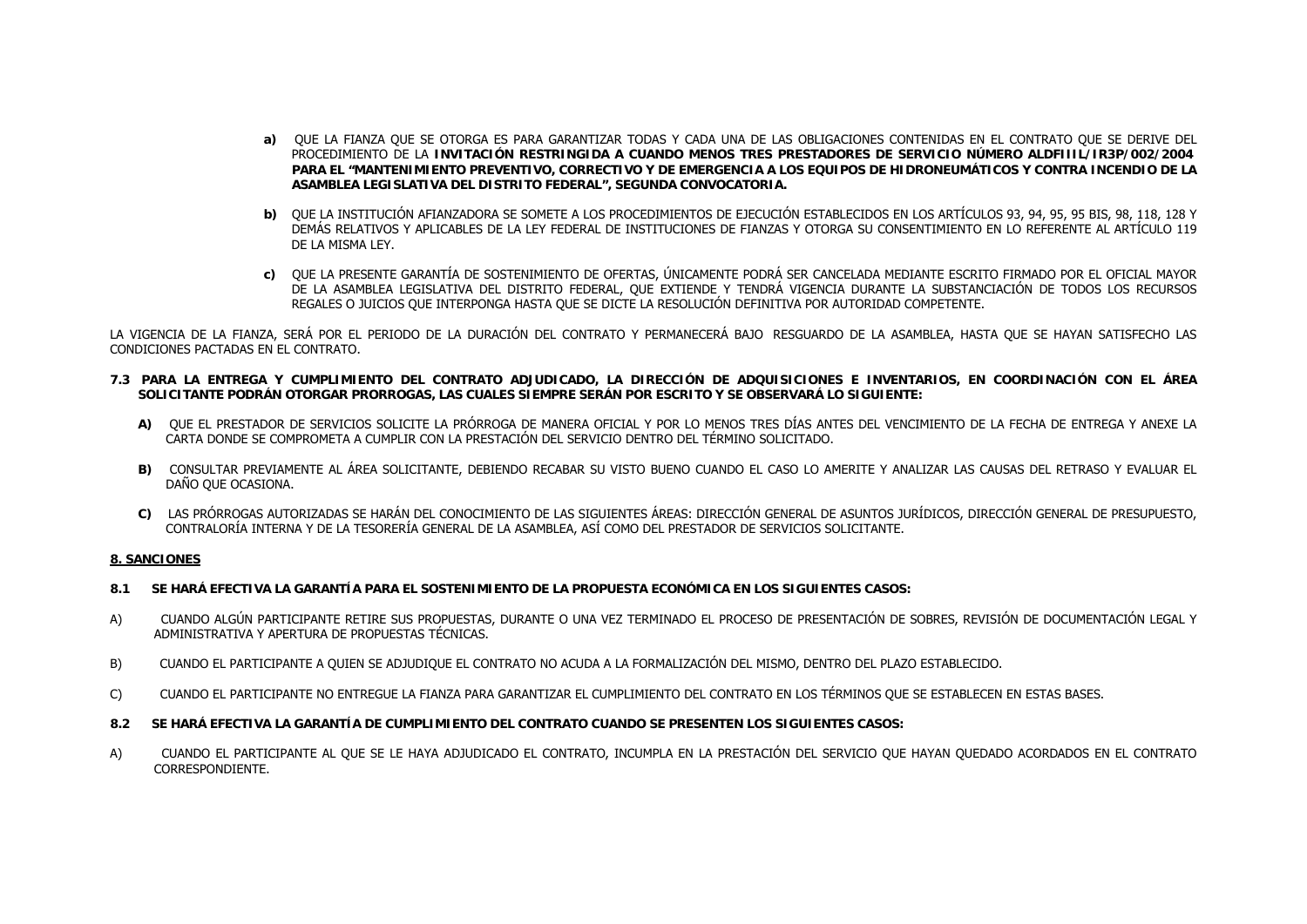**a)** QUE LA FIANZA QUE SE OTORGA ES PARA GARANTIZAR TODAS Y CADA UNA DE LAS OBLIGACIONES CONTENIDAS EN EL CONTRATO QUE SE DERIVE DEL PROCEDIMIENTO DE LA **INVITACIÓN RESTRINGIDA A CUANDO MENOS TRES PRESTADORES DE SERVICIO NÚMERO ALDFIIIL/IR3P/002/2004 PARA EL "MANTENIMIENTO PREVENTIVO, CORRECTIVO Y DE EMERGENCIA A LOS EQUIPOS DE HIDRONEUMÁTICOS Y CONTRA INCENDIO DE LA ASAMBLEA LEGISLATIVA DEL DISTRITO FEDERAL", SEGUNDA CONVOCATORIA.**

**b)** QUE LA INSTITUCIÓN AFIANZADORA SE SOMETE A LOS PROCEDIMIENTOS DE EJECUCIÓN ESTABLECIDOS EN LOS ARTÍCULOS 93, 94, 95, 95 BIS, 98, 118, 128 Y DEMÁS RELATIVOS Y APLICABLES DE LA LEY FEDERAL DE INSTITUCIONES DE FIANZAS Y OTORGA SU CONSENTIMIENTO EN LO REFERENTE AL ARTÍCULO 119 DE LA MISMA LEY.

**c)** QUE LA PRESENTE GARANTÍA DE SOSTENIMIENTO DE OFERTAS, ÚNICAMENTE PODRÁ SER CANCELADA MEDIANTE ESCRITO FIRMADO POR EL OFICIAL MAYOR DE LA ASAMBLEA LEGISLATIVA DEL DISTRITO FEDERAL, QUE EXTIENDE Y TENDRÁ VIGENCIA DURANTE LA SUBSTANCIACIÓN DE TODOS LOS RECURSOS REGALES O JUICIOS QUE INTERPONGA HASTA QUE SE DICTE LA RESOLUCIÓN DEFINITIVA POR AUTORIDAD COMPETENTE.

LA VIGENCIA DE LA FIANZA, SERÁ POR EL PERIODO DE LA DURACIÓN DEL CONTRATO Y PERMANECERÁ BAJO RESGUARDO DE LA ASAMBLEA, HASTA QUE SE HAYAN SATISFECHO LAS CONDICIONES PACTADAS EN EL CONTRATO.

**7.3 PARA LA ENTREGA Y CUMPLIMIENTO DEL CONTRATO ADJUDICADO, LA DIRECCIÓN DE ADQUISICIONES E INVENTARIOS, EN COORDINACIÓN CON EL ÁREA SOLICITANTE PODRÁN OTORGAR PRORROGAS, LAS CUALES SIEMPRE SERÁN POR ESCRITO Y SE OBSERVARÁ LO SIGUIENTE:**

**A)** QUE EL PRESTADOR DE SERVICIOS SOLICITE LA PRÓRROGA DE MANERA OFICIAL Y POR LO MENOS TRES DÍAS ANTES DEL VENCIMIENTO DE LA FECHA DE ENTREGA Y ANEXE LA CARTA DONDE SE COMPROMETA A CUMPLIR CON LA PRESTACIÓN DEL SERVICIO DENTRO DEL TÉRMINO SOLICITADO.

**B)** CONSULTAR PREVIAMENTE AL ÁREA SOLICITANTE, DEBIENDO RECABAR SU VISTO BUENO CUANDO EL CASO LO AMERITE Y ANALIZAR LAS CAUSAS DEL RETRASO Y EVALUAR EL DAÑO QUE OCASIONA.

**C)** LAS PRÓRROGAS AUTORIZADAS SE HARÁN DEL CONOCIMIENTO DE LAS SIGUIENTES ÁREAS: DIRECCIÓN GENERAL DE ASUNTOS JURÍDICOS, DIRECCIÓN GENERAL DE PRESUPUESTO, CONTRALORÍA INTERNA Y DE LA TESORERÍA GENERAL DE LA ASAMBLEA, ASÍ COMO DEL PRESTADOR DE SERVICIOS SOLICITANTE.

## 8. SANCIONES

**8.1 SE HARÁ EFECTIVA LA GARANTÍA PARA EL SOSTENIMIENTO DE LA PROPUESTA ECONÓMICA EN LOS SIGUIENTES CASOS:**

A) CUANDO ALGÚN PARTICIPANTE RETIRE SUS PROPUESTAS, DURANTE O UNA VEZ TERMINADO EL PROCESO DE PRESENTACIÓN DE SOBRES, REVISIÓN DE DOCUMENTACIÓN LEGAL Y ADMINISTRATIVA Y APERTURA DE PROPUESTAS TÉCNICAS.

B) CUANDO EL PARTICIPANTE A QUIEN SE ADJUDIQUE EL CONTRATO NO ACUDA A LA FORMALIZACIÓN DEL MISMO, DENTRO DEL PLAZO ESTABLECIDO.

C) CUANDO EL PARTICIPANTE NO ENTREGUE LA FIANZA PARA GARANTIZAR EL CUMPLIMIENTO DEL CONTRATO EN LOS TÉRMINOS QUE SE ESTABLECEN EN ESTAS BASES.

**8.2 SE HARÁ EFECTIVA LA GARANTÍA DE CUMPLIMIENTO DEL CONTRATO CUANDO SE PRESENTEN LOS SIGUIENTES CASOS:**

A) CUANDO EL PARTICIPANTE AL QUE SE LE HAYA ADJUDICADO EL CONTRATO, INCUMPLA EN LA PRESTACIÓN DEL SERVICIO QUE HAYAN QUEDADO ACORDADOS EN EL CONTRATO CORRESPONDIENTE.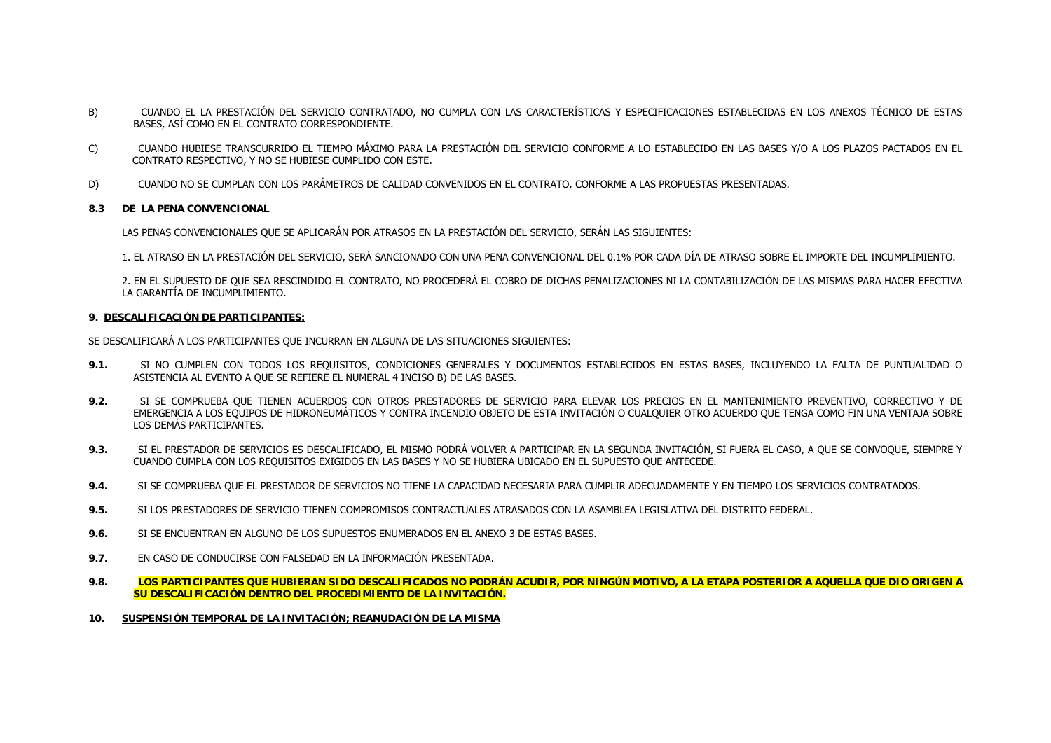B) CUANDO EL LA PRESTACIÓN DEL SERVICIO CONTRATADO, NO CUMPLA CON LAS CARACTERÍSTICAS Y ESPECIFICACIONES ESTABLECIDAS EN LOS ANEXOS TÉCNICO DE ESTAS BASES, ASÍ COMO EN EL CONTRATO CORRESPONDIENTE.

C) CUANDO HUBIESE TRANSCURRIDO EL TIEMPO MÁXIMO PARA LA PRESTACIÓN DEL SERVICIO CONFORME A LO ESTABLECIDO EN LAS BASES Y/O A LOS PLAZOS PACTADOS EN EL CONTRATO RESPECTIVO, Y NO SE HUBIESE CUMPLIDO CON ESTE.

D) CUANDO NO SE CUMPLAN CON LOS PARÁMETROS DE CALIDAD CONVENIDOS EN EL CONTRATO, CONFORME A LAS PROPUESTAS PRESENTADAS.

**8.3 DE LA PENA CONVENCIONAL**

LAS PENAS CONVENCIONALES QUE SE APLICARÁN POR ATRASOS EN LA PRESTACIÓN DEL SERVICIO, SERÁN LAS SIGUIENTES:

1. EL ATRASO EN LA PRESTACIÓN DEL SERVICIO, SERÁ SANCIONADO CON UNA PENA CONVENCIONAL DEL 0.1% POR CADA DÍA DE ATRASO SOBRE EL IMPORTE DEL INCUMPLIMIENTO.

2. EN EL SUPUESTO DE QUE SEA RESCINDIDO EL CONTRATO, NO PROCEDERÁ EL COBRO DE DICHAS PENALIZACIONES NI LA CONTABILIZACIÓN DE LAS MISMAS PARA HACER EFECTIVA LA GARANTÍA DE INCUMPLIMIENTO.

**9. <u>DESCALIFICACIÓN DE PARTICIPANTES:</u>**

SE DESCALIFICARÁ A LOS PARTICIPANTES QUE INCURRAN EN ALGUNA DE LAS SITUACIONES SIGUIENTES:

**9.1.** SI NO CUMPLEN CON TODOS LOS REQUISITOS, CONDICIONES GENERALES Y DOCUMENTOS ESTABLECIDOS EN ESTAS BASES, INCLUYENDO LA FALTA DE PUNTUALIDAD O ASISTENCIA AL EVENTO A QUE SE REFIERE EL NUMERAL 4 INCISO B) DE LAS BASES.

**9.2.** SI SE COMPRUEBA QUE TIENEN ACUERDOS CON OTROS PRESTADORES DE SERVICIO PARA ELEVAR LOS PRECIOS EN EL MANTENIMIENTO PREVENTIVO, CORRECTIVO Y DE EMERGENCIA A LOS EQUIPOS DE HIDRONEUMÁTICOS Y CONTRA INCENDIO OBJETO DE ESTA INVITACIÓN O CUALQUIER OTRO ACUERDO QUE TENGA COMO FIN UNA VENTAJA SOBRE LOS DEMÁS PARTICIPANTES.

**9.3.** SI EL PRESTADOR DE SERVICIOS ES DESCALIFICADO, EL MISMO PODRÁ VOLVER A PARTICIPAR EN LA SEGUNDA INVITACIÓN, SI FUERA EL CASO, A QUE SE CONVOQUE, SIEMPRE Y CUANDO CUMPLA CON LOS REQUISITOS EXIGIDOS EN LAS BASES Y NO SE HUBIERA UBICADO EN EL SUPUESTO QUE ANTECEDE.

**9.4.** SI SE COMPRUEBA QUE EL PRESTADOR DE SERVICIOS NO TIENE LA CAPACIDAD NECESARIA PARA CUMPLIR ADECUADAMENTE Y EN TIEMPO LOS SERVICIOS CONTRATADOS.

**9.5.** SI LOS PRESTADORES DE SERVICIO TIENEN COMPROMISOS CONTRACTUALES ATRASADOS CON LA ASAMBLEA LEGISLATIVA DEL DISTRITO FEDERAL.

**9.6.** SI SE ENCUENTRAN EN ALGUNO DE LOS SUPUESTOS ENUMERADOS EN EL ANEXO 3 DE ESTAS BASES.

**9.7.** EN CASO DE CONDUCIRSE CON FALSEDAD EN LA INFORMACIÓN PRESENTADA.

**9.8.** **LOS PARTICIPANTES QUE HUBIERAN SIDO DESCALIFICADOS NO PODRÁN ACUDIR, POR NINGÚN MOTIVO, A LA ETAPA POSTERIOR A AQUELLA QUE DIO ORIGEN A SU DESCALIFICACIÓN DENTRO DEL PROCEDIMIENTO DE LA INVITACIÓN.**

**10. <u>SUSPENSIÓN TEMPORAL DE LA INVITACIÓN; REANUDACIÓN DE LA MISMA</u>**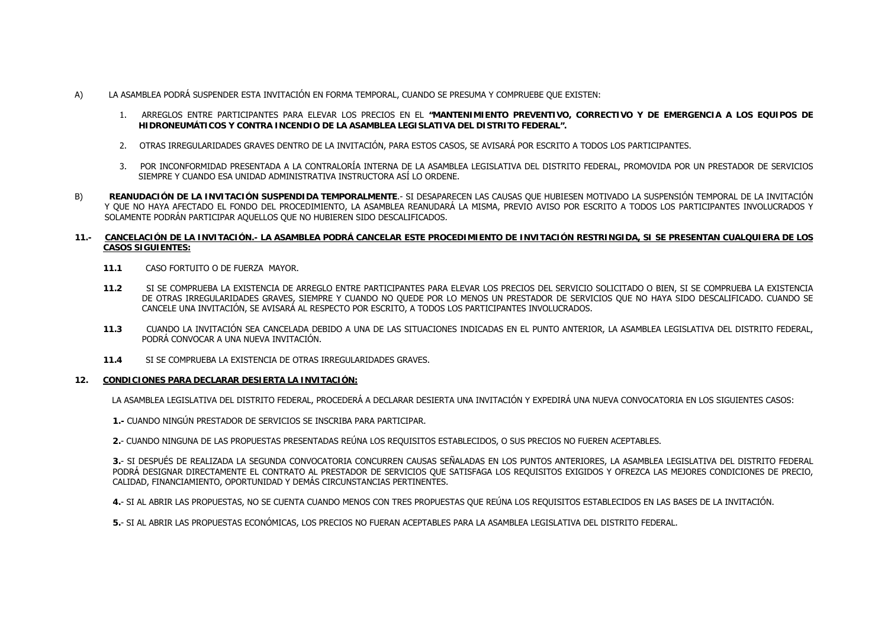A) LA ASAMBLEA PODRÁ SUSPENDER ESTA INVITACIÓN EN FORMA TEMPORAL, CUANDO SE PRESUMA Y COMPRUEBE QUE EXISTEN:

1. ARREGLOS ENTRE PARTICIPANTES PARA ELEVAR LOS PRECIOS EN EL **"MANTENIMIENTO PREVENTIVO, CORRECTIVO Y DE EMERGENCIA A LOS EQUIPOS DE HIDRONEUMÁTICOS Y CONTRA INCENDIO DE LA ASAMBLEA LEGISLATIVA DEL DISTRITO FEDERAL".**

2. OTRAS IRREGULARIDADES GRAVES DENTRO DE LA INVITACIÓN, PARA ESTOS CASOS, SE AVISARÁ POR ESCRITO A TODOS LOS PARTICIPANTES.

3. POR INCONFORMIDAD PRESENTADA A LA CONTRALORÍA INTERNA DE LA ASAMBLEA LEGISLATIVA DEL DISTRITO FEDERAL, PROMOVIDA POR UN PRESTADOR DE SERVICIOS SIEMPRE Y CUANDO ESA UNIDAD ADMINISTRATIVA INSTRUCTORA ASÍ LO ORDENE.

B) **REANUDACIÓN DE LA INVITACIÓN SUSPENDIDA TEMPORALMENTE**.- SI DESAPARECEN LAS CAUSAS QUE HUBIESEN MOTIVADO LA SUSPENSIÓN TEMPORAL DE LA INVITACIÓN Y QUE NO HAYA AFECTADO EL FONDO DEL PROCEDIMIENTO, LA ASAMBLEA REANUDARÁ LA MISMA, PREVIO AVISO POR ESCRITO A TODOS LOS PARTICIPANTES INVOLUCRADOS Y SOLAMENTE PODRÁN PARTICIPAR AQUELLOS QUE NO HUBIEREN SIDO DESCALIFICADOS.

**11.- CANCELACIÓN DE LA INVITACIÓN.- LA ASAMBLEA PODRÁ CANCELAR ESTE PROCEDIMIENTO DE INVITACIÓN RESTRINGIDA, SI SE PRESENTAN CUALQUIERA DE LOS CASOS SIGUIENTES:**

**11.1** CASO FORTUITO O DE FUERZA MAYOR.

**11.2** SI SE COMPRUEBA LA EXISTENCIA DE ARREGLO ENTRE PARTICIPANTES PARA ELEVAR LOS PRECIOS DEL SERVICIO SOLICITADO O BIEN, SI SE COMPRUEBA LA EXISTENCIA DE OTRAS IRREGULARIDADES GRAVES, SIEMPRE Y CUANDO NO QUEDE POR LO MENOS UN PRESTADOR DE SERVICIOS QUE NO HAYA SIDO DESCALIFICADO. CUANDO SE CANCELE UNA INVITACIÓN, SE AVISARÁ AL RESPECTO POR ESCRITO, A TODOS LOS PARTICIPANTES INVOLUCRADOS.

**11.3** CUANDO LA INVITACIÓN SEA CANCELADA DEBIDO A UNA DE LAS SITUACIONES INDICADAS EN EL PUNTO ANTERIOR, LA ASAMBLEA LEGISLATIVA DEL DISTRITO FEDERAL, PODRÁ CONVOCAR A UNA NUEVA INVITACIÓN.

**11.4** SI SE COMPRUEBA LA EXISTENCIA DE OTRAS IRREGULARIDADES GRAVES.

**12. CONDICIONES PARA DECLARAR DESIERTA LA INVITACIÓN:**

LA ASAMBLEA LEGISLATIVA DEL DISTRITO FEDERAL, PROCEDERÁ A DECLARAR DESIERTA UNA INVITACIÓN Y EXPEDIRÁ UNA NUEVA CONVOCATORIA EN LOS SIGUIENTES CASOS:

**1.-** CUANDO NINGÚN PRESTADOR DE SERVICIOS SE INSCRIBA PARA PARTICIPAR.

**2.**- CUANDO NINGUNA DE LAS PROPUESTAS PRESENTADAS REÚNA LOS REQUISITOS ESTABLECIDOS, O SUS PRECIOS NO FUEREN ACEPTABLES.

**3.**- SI DESPUÉS DE REALIZADA LA SEGUNDA CONVOCATORIA CONCURREN CAUSAS SEÑALADAS EN LOS PUNTOS ANTERIORES, LA ASAMBLEA LEGISLATIVA DEL DISTRITO FEDERAL PODRÁ DESIGNAR DIRECTAMENTE EL CONTRATO AL PRESTADOR DE SERVICIOS QUE SATISFAGA LOS REQUISITOS EXIGIDOS Y OFREZCA LAS MEJORES CONDICIONES DE PRECIO, CALIDAD, FINANCIAMIENTO, OPORTUNIDAD Y DEMÁS CIRCUNSTANCIAS PERTINENTES.

**4.**- SI AL ABRIR LAS PROPUESTAS, NO SE CUENTA CUANDO MENOS CON TRES PROPUESTAS QUE REÚNA LOS REQUISITOS ESTABLECIDOS EN LAS BASES DE LA INVITACIÓN.

**5.**- SI AL ABRIR LAS PROPUESTAS ECONÓMICAS, LOS PRECIOS NO FUERAN ACEPTABLES PARA LA ASAMBLEA LEGISLATIVA DEL DISTRITO FEDERAL.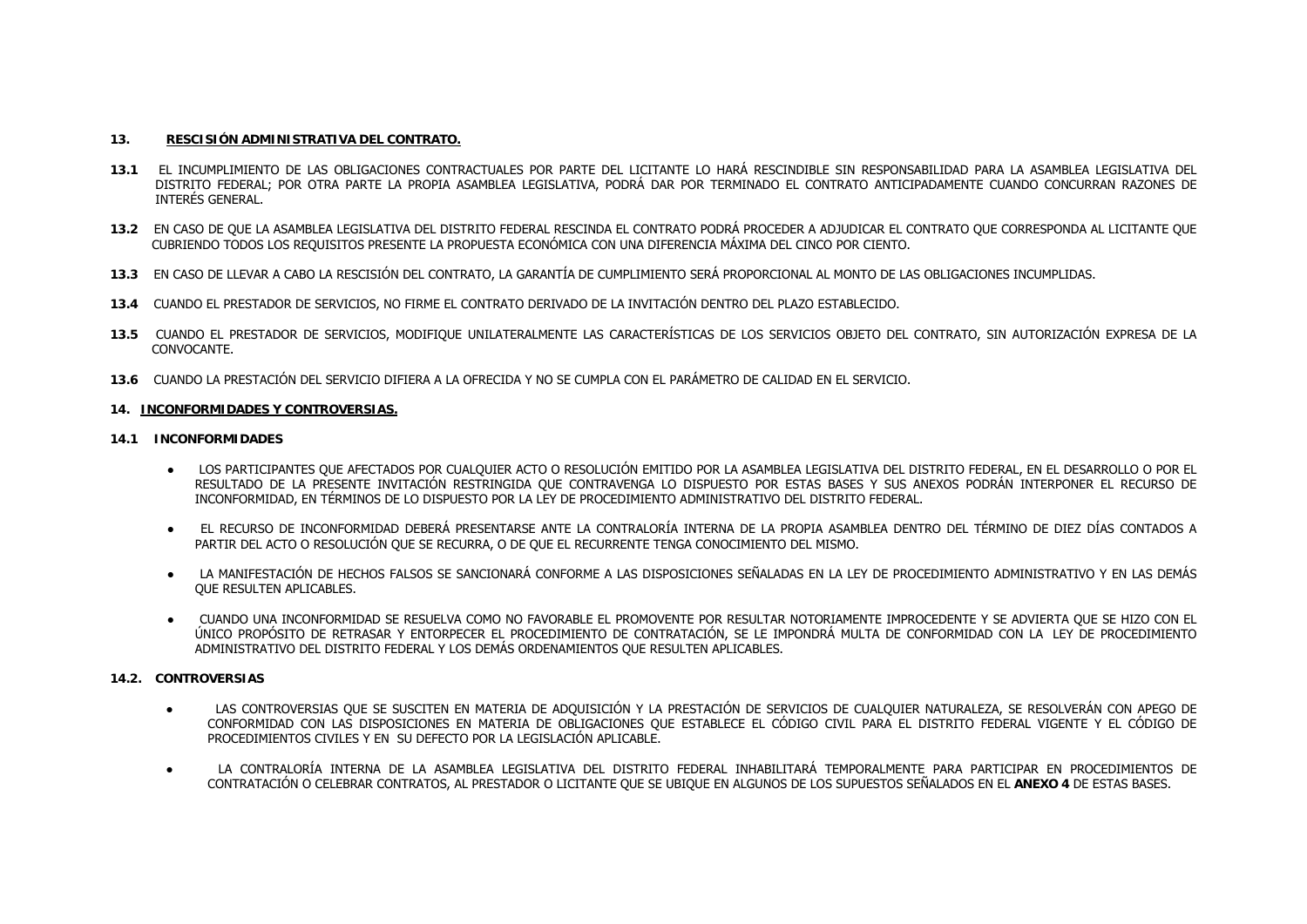## 13. RESCISIÓN ADMINISTRATIVA DEL CONTRATO.

**13.1** EL INCUMPLIMIENTO DE LAS OBLIGACIONES CONTRACTUALES POR PARTE DEL LICITANTE LO HARÁ RESCINDIBLE SIN RESPONSABILIDAD PARA LA ASAMBLEA LEGISLATIVA DEL DISTRITO FEDERAL; POR OTRA PARTE LA PROPIA ASAMBLEA LEGISLATIVA, PODRÁ DAR POR TERMINADO EL CONTRATO ANTICIPADAMENTE CUANDO CONCURRAN RAZONES DE INTERÉS GENERAL.

**13.2** EN CASO DE QUE LA ASAMBLEA LEGISLATIVA DEL DISTRITO FEDERAL RESCINDA EL CONTRATO PODRÁ PROCEDER A ADJUDICAR EL CONTRATO QUE CORRESPONDA AL LICITANTE QUE CUBRIENDO TODOS LOS REQUISITOS PRESENTE LA PROPUESTA ECONÓMICA CON UNA DIFERENCIA MÁXIMA DEL CINCO POR CIENTO.

**13.3** EN CASO DE LLEVAR A CABO LA RESCISIÓN DEL CONTRATO, LA GARANTÍA DE CUMPLIMIENTO SERÁ PROPORCIONAL AL MONTO DE LAS OBLIGACIONES INCUMPLIDAS.

**13.4** CUANDO EL PRESTADOR DE SERVICIOS, NO FIRME EL CONTRATO DERIVADO DE LA INVITACIÓN DENTRO DEL PLAZO ESTABLECIDO.

**13.5** CUANDO EL PRESTADOR DE SERVICIOS, MODIFIQUE UNILATERALMENTE LAS CARACTERÍSTICAS DE LOS SERVICIOS OBJETO DEL CONTRATO, SIN AUTORIZACIÓN EXPRESA DE LA CONVOCANTE.

**13.6** CUANDO LA PRESTACIÓN DEL SERVICIO DIFIERA A LA OFRECIDA Y NO SE CUMPLA CON EL PARÁMETRO DE CALIDAD EN EL SERVICIO.

## 14. INCONFORMIDADES Y CONTROVERSIAS.

### 14.1 INCONFORMIDADES

- LOS PARTICIPANTES QUE AFECTADOS POR CUALQUIER ACTO O RESOLUCIÓN EMITIDO POR LA ASAMBLEA LEGISLATIVA DEL DISTRITO FEDERAL, EN EL DESARROLLO O POR EL RESULTADO DE LA PRESENTE INVITACIÓN RESTRINGIDA QUE CONTRAVENGA LO DISPUESTO POR ESTAS BASES Y SUS ANEXOS PODRÁN INTERPONER EL RECURSO DE INCONFORMIDAD, EN TÉRMINOS DE LO DISPUESTO POR LA LEY DE PROCEDIMIENTO ADMINISTRATIVO DEL DISTRITO FEDERAL.
- EL RECURSO DE INCONFORMIDAD DEBERÁ PRESENTARSE ANTE LA CONTRALORÍA INTERNA DE LA PROPIA ASAMBLEA DENTRO DEL TÉRMINO DE DIEZ DÍAS CONTADOS A PARTIR DEL ACTO O RESOLUCIÓN QUE SE RECURRA, O DE QUE EL RECURRENTE TENGA CONOCIMIENTO DEL MISMO.
- LA MANIFESTACIÓN DE HECHOS FALSOS SE SANCIONARÁ CONFORME A LAS DISPOSICIONES SEÑALADAS EN LA LEY DE PROCEDIMIENTO ADMINISTRATIVO Y EN LAS DEMÁS QUE RESULTEN APLICABLES.
- CUANDO UNA INCONFORMIDAD SE RESUELVA COMO NO FAVORABLE EL PROMOVENTE POR RESULTAR NOTORIAMENTE IMPROCEDENTE Y SE ADVIERTA QUE SE HIZO CON EL ÚNICO PROPÓSITO DE RETRASAR Y ENTORPECER EL PROCEDIMIENTO DE CONTRATACIÓN, SE LE IMPONDRÁ MULTA DE CONFORMIDAD CON LA LEY DE PROCEDIMIENTO ADMINISTRATIVO DEL DISTRITO FEDERAL Y LOS DEMÁS ORDENAMIENTOS QUE RESULTEN APLICABLES.

### 14.2. CONTROVERSIAS

- LAS CONTROVERSIAS QUE SE SUSCITEN EN MATERIA DE ADQUISICIÓN Y LA PRESTACIÓN DE SERVICIOS DE CUALQUIER NATURALEZA, SE RESOLVERÁN CON APEGO DE CONFORMIDAD CON LAS DISPOSICIONES EN MATERIA DE OBLIGACIONES QUE ESTABLECE EL CÓDIGO CIVIL PARA EL DISTRITO FEDERAL VIGENTE Y EL CÓDIGO DE PROCEDIMIENTOS CIVILES Y EN SU DEFECTO POR LA LEGISLACIÓN APLICABLE.
- LA CONTRALORÍA INTERNA DE LA ASAMBLEA LEGISLATIVA DEL DISTRITO FEDERAL INHABILITARÁ TEMPORALMENTE PARA PARTICIPAR EN PROCEDIMIENTOS DE CONTRATACIÓN O CELEBRAR CONTRATOS, AL PRESTADOR O LICITANTE QUE SE UBIQUE EN ALGUNOS DE LOS SUPUESTOS SEÑALADOS EN EL **ANEXO 4** DE ESTAS BASES.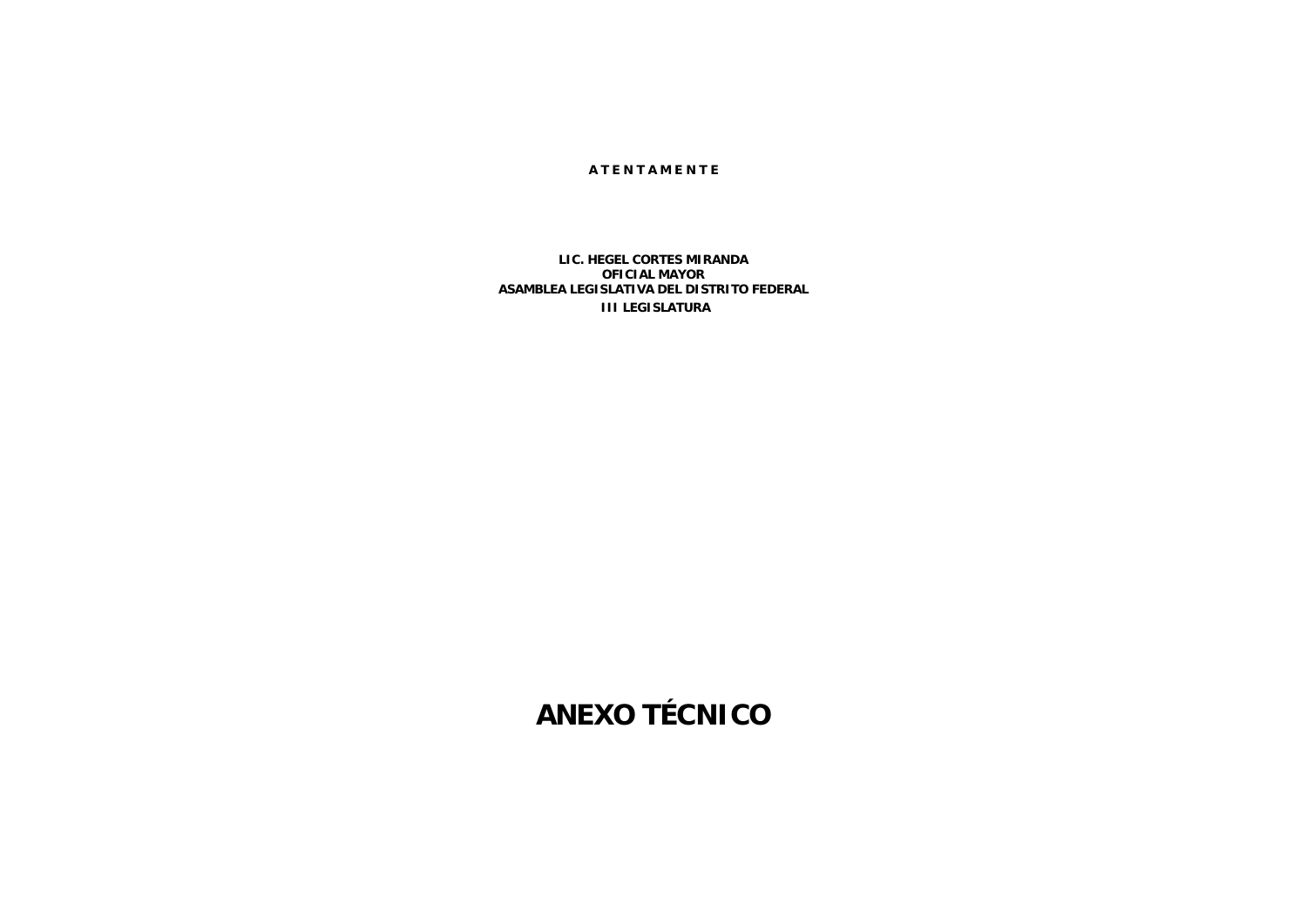**A T E N T A M E N T E**

**LIC. HEGEL CORTES MIRANDA**
**OFICIAL MAYOR**
**ASAMBLEA LEGISLATIVA DEL DISTRITO FEDERAL**
**III LEGISLATURA**

# ANEXO TÉCNICO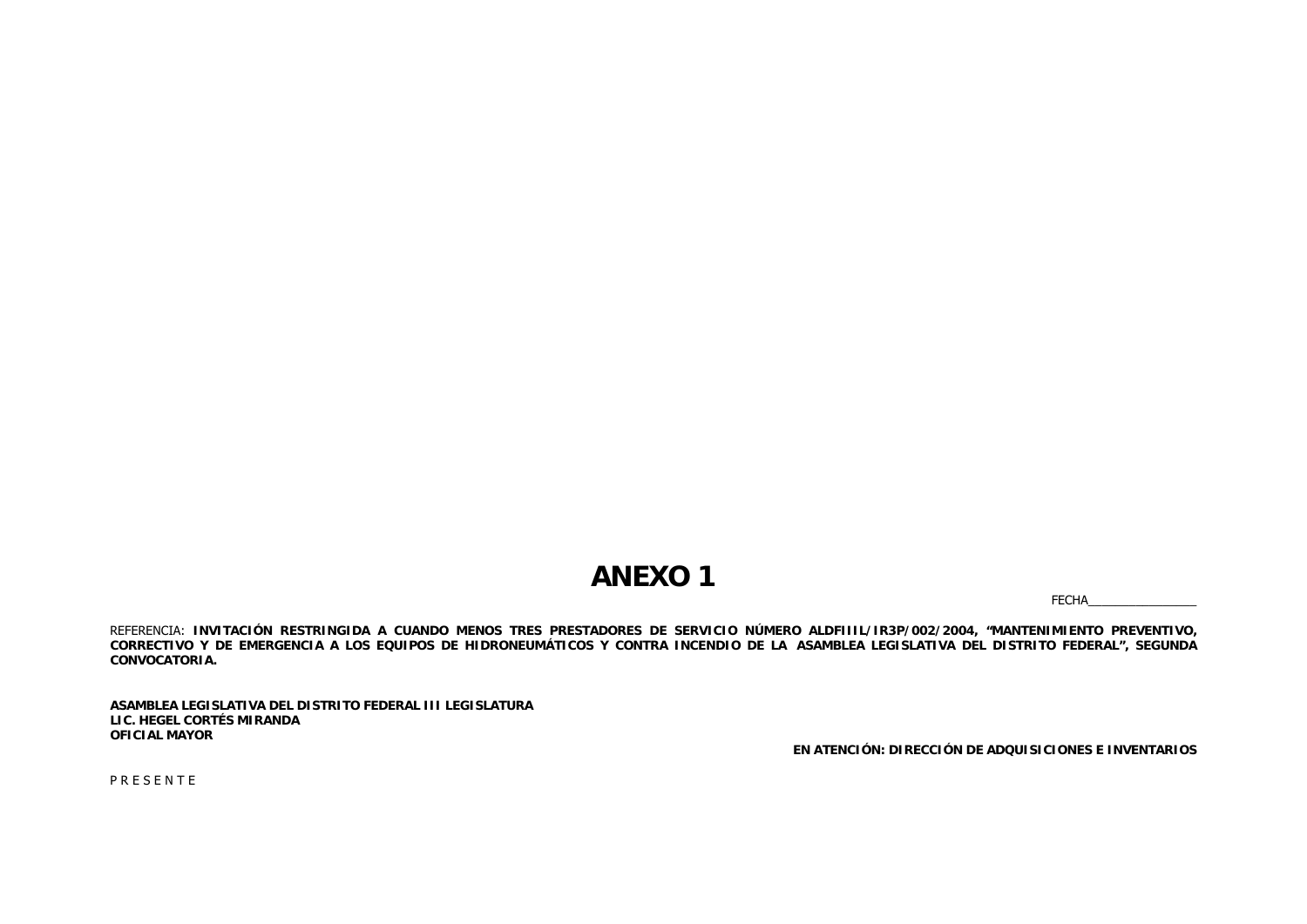# ANEXO 1

FECHA_________________

REFERENCIA: **INVITACIÓN RESTRINGIDA A CUANDO MENOS TRES PRESTADORES DE SERVICIO NÚMERO ALDFIIIL/IR3P/002/2004, "MANTENIMIENTO PREVENTIVO, CORRECTIVO Y DE EMERGENCIA A LOS EQUIPOS DE HIDRONEUMÁTICOS Y CONTRA INCENDIO DE LA ASAMBLEA LEGISLATIVA DEL DISTRITO FEDERAL", SEGUNDA CONVOCATORIA.**

**ASAMBLEA LEGISLATIVA DEL DISTRITO FEDERAL III LEGISLATURA**
**LIC. HEGEL CORTÉS MIRANDA**
**OFICIAL MAYOR**

**EN ATENCIÓN: DIRECCIÓN DE ADQUISICIONES E INVENTARIOS**

P R E S E N T E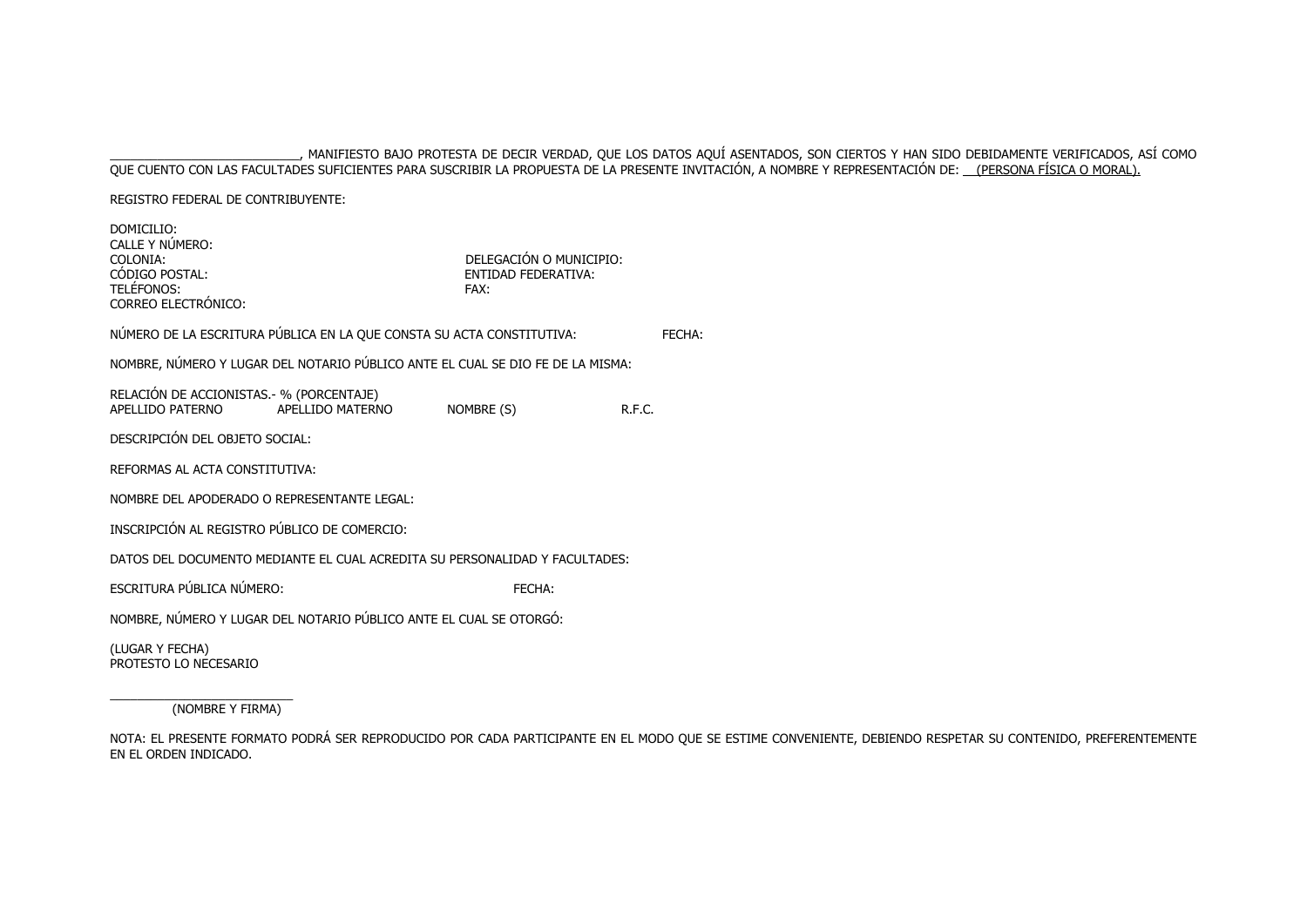____________________________, MANIFIESTO BAJO PROTESTA DE DECIR VERDAD, QUE LOS DATOS AQUÍ ASENTADOS, SON CIERTOS Y HAN SIDO DEBIDAMENTE VERIFICADOS, ASÍ COMO QUE CUENTO CON LAS FACULTADES SUFICIENTES PARA SUSCRIBIR LA PROPUESTA DE LA PRESENTE INVITACIÓN, A NOMBRE Y REPRESENTACIÓN DE: __(PERSONA FÍSICA O MORAL).

REGISTRO FEDERAL DE CONTRIBUYENTE:

DOMICILIO:
CALLE Y NÚMERO:
COLONIA: DELEGACIÓN O MUNICIPIO:
CÓDIGO POSTAL: ENTIDAD FEDERATIVA:
TELÉFONOS: FAX:
CORREO ELECTRÓNICO:

NÚMERO DE LA ESCRITURA PÚBLICA EN LA QUE CONSTA SU ACTA CONSTITUTIVA: FECHA:

NOMBRE, NÚMERO Y LUGAR DEL NOTARIO PÚBLICO ANTE EL CUAL SE DIO FE DE LA MISMA:

RELACIÓN DE ACCIONISTAS.- % (PORCENTAJE)
APELLIDO PATERNO APELLIDO MATERNO NOMBRE (S) R.F.C.

DESCRIPCIÓN DEL OBJETO SOCIAL:

REFORMAS AL ACTA CONSTITUTIVA:

NOMBRE DEL APODERADO O REPRESENTANTE LEGAL:

INSCRIPCIÓN AL REGISTRO PÚBLICO DE COMERCIO:

DATOS DEL DOCUMENTO MEDIANTE EL CUAL ACREDITA SU PERSONALIDAD Y FACULTADES:

ESCRITURA PÚBLICA NÚMERO: FECHA:

NOMBRE, NÚMERO Y LUGAR DEL NOTARIO PÚBLICO ANTE EL CUAL SE OTORGÓ:

(LUGAR Y FECHA)
PROTESTO LO NECESARIO

___________________________
(NOMBRE Y FIRMA)

NOTA: EL PRESENTE FORMATO PODRÁ SER REPRODUCIDO POR CADA PARTICIPANTE EN EL MODO QUE SE ESTIME CONVENIENTE, DEBIENDO RESPETAR SU CONTENIDO, PREFERENTEMENTE EN EL ORDEN INDICADO.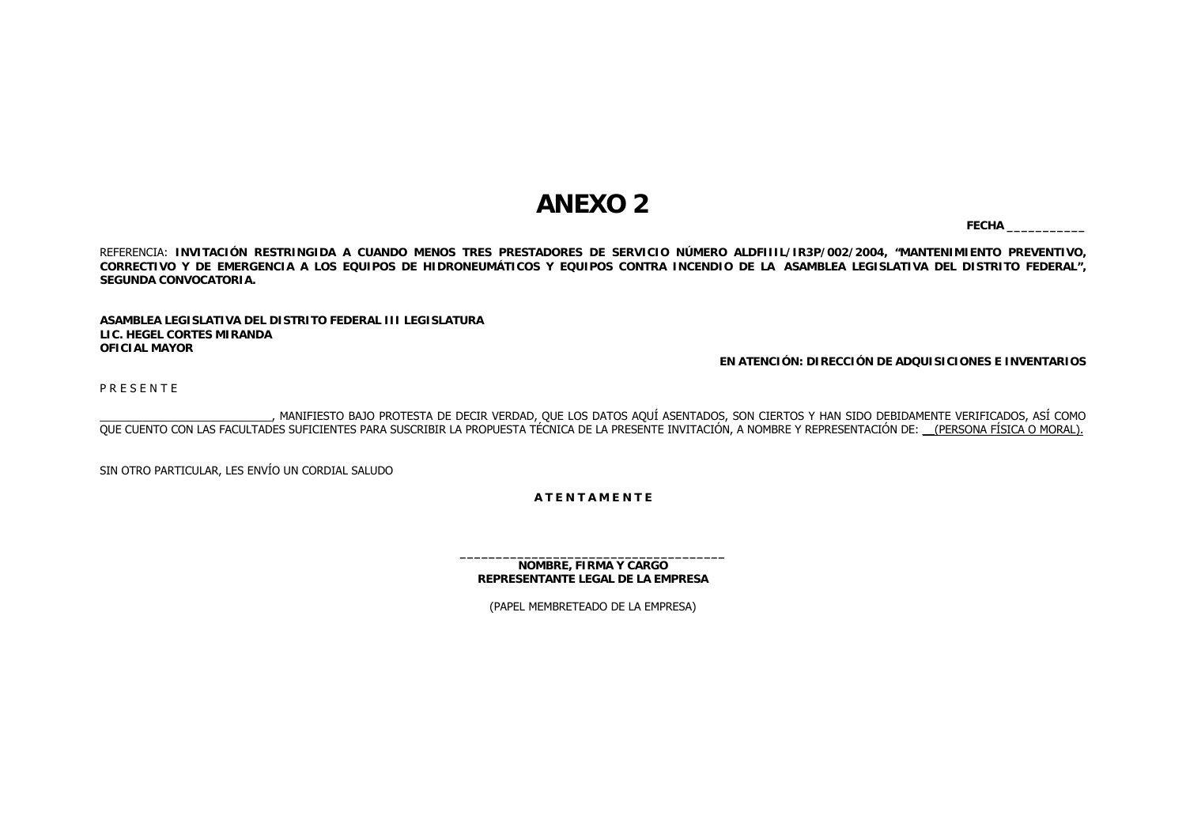# ANEXO 2

**FECHA** ___________

REFERENCIA: **INVITACIÓN RESTRINGIDA A CUANDO MENOS TRES PRESTADORES DE SERVICIO NÚMERO ALDFIIIL/IR3P/002/2004, "MANTENIMIENTO PREVENTIVO, CORRECTIVO Y DE EMERGENCIA A LOS EQUIPOS DE HIDRONEUMÁTICOS Y EQUIPOS CONTRA INCENDIO DE LA ASAMBLEA LEGISLATIVA DEL DISTRITO FEDERAL", SEGUNDA CONVOCATORIA.**

**ASAMBLEA LEGISLATIVA DEL DISTRITO FEDERAL III LEGISLATURA**
**LIC. HEGEL CORTES MIRANDA**
**OFICIAL MAYOR**

**EN ATENCIÓN: DIRECCIÓN DE ADQUISICIONES E INVENTARIOS**

P R E S E N T E

___________________________, MANIFIESTO BAJO PROTESTA DE DECIR VERDAD, QUE LOS DATOS AQUÍ ASENTADOS, SON CIERTOS Y HAN SIDO DEBIDAMENTE VERIFICADOS, ASÍ COMO QUE CUENTO CON LAS FACULTADES SUFICIENTES PARA SUSCRIBIR LA PROPUESTA TÉCNICA DE LA PRESENTE INVITACIÓN, A NOMBRE Y REPRESENTACIÓN DE: __(PERSONA FÍSICA O MORAL).

SIN OTRO PARTICULAR, LES ENVÍO UN CORDIAL SALUDO

**A T E N T A M E N T E**

_____________________________________
**NOMBRE, FIRMA Y CARGO**
**REPRESENTANTE LEGAL DE LA EMPRESA**

(PAPEL MEMBRETEADO DE LA EMPRESA)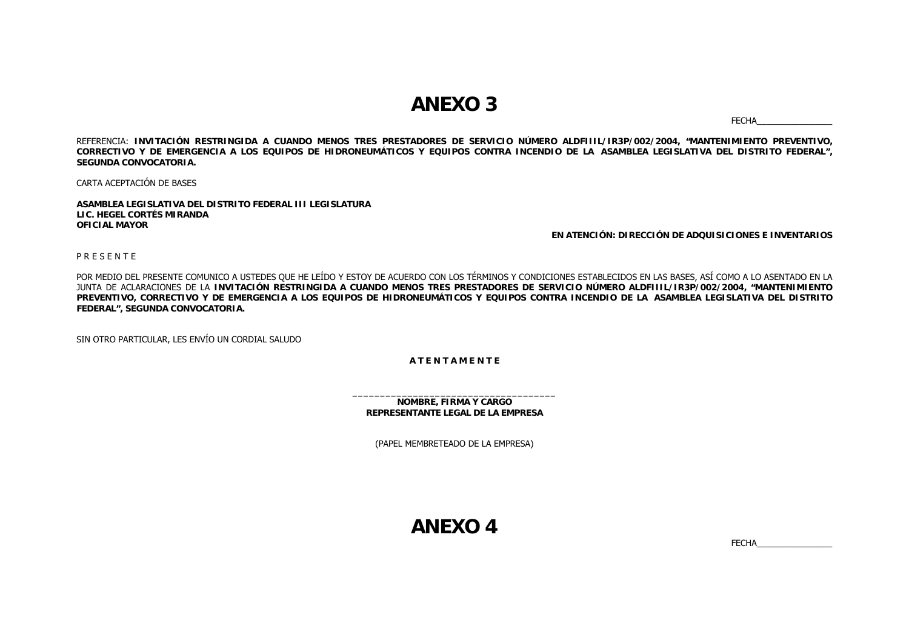# ANEXO 3

FECHA________________

REFERENCIA: **INVITACIÓN RESTRINGIDA A CUANDO MENOS TRES PRESTADORES DE SERVICIO NÚMERO ALDFIIIL/IR3P/002/2004, "MANTENIMIENTO PREVENTIVO, CORRECTIVO Y DE EMERGENCIA A LOS EQUIPOS DE HIDRONEUMÁTICOS Y EQUIPOS CONTRA INCENDIO DE LA ASAMBLEA LEGISLATIVA DEL DISTRITO FEDERAL", SEGUNDA CONVOCATORIA.**

CARTA ACEPTACIÓN DE BASES

**ASAMBLEA LEGISLATIVA DEL DISTRITO FEDERAL III LEGISLATURA**
**LIC. HEGEL CORTÉS MIRANDA**
**OFICIAL MAYOR**

**EN ATENCIÓN: DIRECCIÓN DE ADQUISICIONES E INVENTARIOS**

P R E S E N T E

POR MEDIO DEL PRESENTE COMUNICO A USTEDES QUE HE LEÍDO Y ESTOY DE ACUERDO CON LOS TÉRMINOS Y CONDICIONES ESTABLECIDOS EN LAS BASES, ASÍ COMO A LO ASENTADO EN LA JUNTA DE ACLARACIONES DE LA **INVITACIÓN RESTRINGIDA A CUANDO MENOS TRES PRESTADORES DE SERVICIO NÚMERO ALDFIIIL/IR3P/002/2004, "MANTENIMIENTO PREVENTIVO, CORRECTIVO Y DE EMERGENCIA A LOS EQUIPOS DE HIDRONEUMÁTICOS Y EQUIPOS CONTRA INCENDIO DE LA ASAMBLEA LEGISLATIVA DEL DISTRITO FEDERAL", SEGUNDA CONVOCATORIA.**

SIN OTRO PARTICULAR, LES ENVÍO UN CORDIAL SALUDO

**A T E N T A M E N T E**

_____________________________________
**NOMBRE, FIRMA Y CARGO**
**REPRESENTANTE LEGAL DE LA EMPRESA**

(PAPEL MEMBRETEADO DE LA EMPRESA)

# ANEXO 4

FECHA________________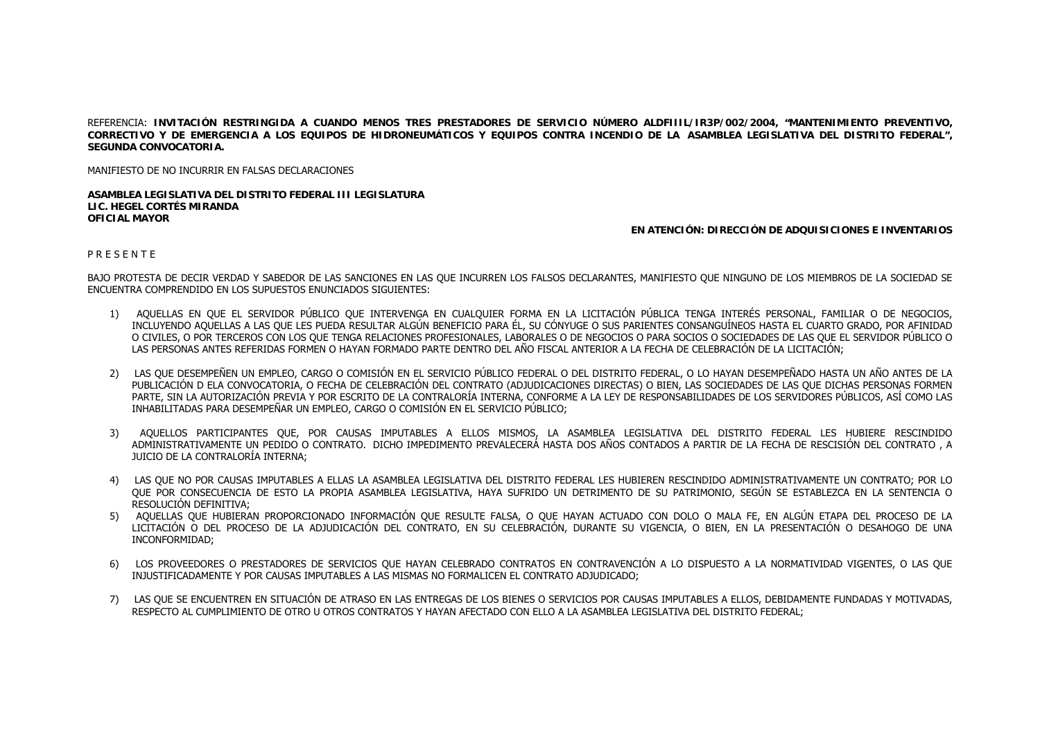REFERENCIA: **INVITACIÓN RESTRINGIDA A CUANDO MENOS TRES PRESTADORES DE SERVICIO NÚMERO ALDFIIIL/IR3P/002/2004, "MANTENIMIENTO PREVENTIVO, CORRECTIVO Y DE EMERGENCIA A LOS EQUIPOS DE HIDRONEUMÁTICOS Y EQUIPOS CONTRA INCENDIO DE LA ASAMBLEA LEGISLATIVA DEL DISTRITO FEDERAL", SEGUNDA CONVOCATORIA.**

MANIFIESTO DE NO INCURRIR EN FALSAS DECLARACIONES

**ASAMBLEA LEGISLATIVA DEL DISTRITO FEDERAL III LEGISLATURA**
**LIC. HEGEL CORTÉS MIRANDA**
**OFICIAL MAYOR**

**EN ATENCIÓN: DIRECCIÓN DE ADQUISICIONES E INVENTARIOS**

P R E S E N T E

BAJO PROTESTA DE DECIR VERDAD Y SABEDOR DE LAS SANCIONES EN LAS QUE INCURREN LOS FALSOS DECLARANTES, MANIFIESTO QUE NINGUNO DE LOS MIEMBROS DE LA SOCIEDAD SE ENCUENTRA COMPRENDIDO EN LOS SUPUESTOS ENUNCIADOS SIGUIENTES:

1) AQUELLAS EN QUE EL SERVIDOR PÚBLICO QUE INTERVENGA EN CUALQUIER FORMA EN LA LICITACIÓN PÚBLICA TENGA INTERÉS PERSONAL, FAMILIAR O DE NEGOCIOS, INCLUYENDO AQUELLAS A LAS QUE LES PUEDA RESULTAR ALGÚN BENEFICIO PARA ÉL, SU CÓNYUGE O SUS PARIENTES CONSANGUÍNEOS HASTA EL CUARTO GRADO, POR AFINIDAD O CIVILES, O POR TERCEROS CON LOS QUE TENGA RELACIONES PROFESIONALES, LABORALES O DE NEGOCIOS O PARA SOCIOS O SOCIEDADES DE LAS QUE EL SERVIDOR PÚBLICO O LAS PERSONAS ANTES REFERIDAS FORMEN O HAYAN FORMADO PARTE DENTRO DEL AÑO FISCAL ANTERIOR A LA FECHA DE CELEBRACIÓN DE LA LICITACIÓN;

2) LAS QUE DESEMPEÑEN UN EMPLEO, CARGO O COMISIÓN EN EL SERVICIO PÚBLICO FEDERAL O DEL DISTRITO FEDERAL, O LO HAYAN DESEMPEÑADO HASTA UN AÑO ANTES DE LA PUBLICACIÓN D ELA CONVOCATORIA, O FECHA DE CELEBRACIÓN DEL CONTRATO (ADJUDICACIONES DIRECTAS) O BIEN, LAS SOCIEDADES DE LAS QUE DICHAS PERSONAS FORMEN PARTE, SIN LA AUTORIZACIÓN PREVIA Y POR ESCRITO DE LA CONTRALORÍA INTERNA, CONFORME A LA LEY DE RESPONSABILIDADES DE LOS SERVIDORES PÚBLICOS, ASÍ COMO LAS INHABILITADAS PARA DESEMPEÑAR UN EMPLEO, CARGO O COMISIÓN EN EL SERVICIO PÚBLICO;

3) AQUELLOS PARTICIPANTES QUE, POR CAUSAS IMPUTABLES A ELLOS MISMOS, LA ASAMBLEA LEGISLATIVA DEL DISTRITO FEDERAL LES HUBIERE RESCINDIDO ADMINISTRATIVAMENTE UN PEDIDO O CONTRATO. DICHO IMPEDIMENTO PREVALECERÁ HASTA DOS AÑOS CONTADOS A PARTIR DE LA FECHA DE RESCISIÓN DEL CONTRATO , A JUICIO DE LA CONTRALORÍA INTERNA;

4) LAS QUE NO POR CAUSAS IMPUTABLES A ELLAS LA ASAMBLEA LEGISLATIVA DEL DISTRITO FEDERAL LES HUBIEREN RESCINDIDO ADMINISTRATIVAMENTE UN CONTRATO; POR LO QUE POR CONSECUENCIA DE ESTO LA PROPIA ASAMBLEA LEGISLATIVA, HAYA SUFRIDO UN DETRIMENTO DE SU PATRIMONIO, SEGÚN SE ESTABLEZCA EN LA SENTENCIA O RESOLUCIÓN DEFINITIVA;

5) AQUELLAS QUE HUBIERAN PROPORCIONADO INFORMACIÓN QUE RESULTE FALSA, O QUE HAYAN ACTUADO CON DOLO O MALA FE, EN ALGÚN ETAPA DEL PROCESO DE LA LICITACIÓN O DEL PROCESO DE LA ADJUDICACIÓN DEL CONTRATO, EN SU CELEBRACIÓN, DURANTE SU VIGENCIA, O BIEN, EN LA PRESENTACIÓN O DESAHOGO DE UNA INCONFORMIDAD;

6) LOS PROVEEDORES O PRESTADORES DE SERVICIOS QUE HAYAN CELEBRADO CONTRATOS EN CONTRAVENCIÓN A LO DISPUESTO A LA NORMATIVIDAD VIGENTES, O LAS QUE INJUSTIFICADAMENTE Y POR CAUSAS IMPUTABLES A LAS MISMAS NO FORMALICEN EL CONTRATO ADJUDICADO;

7) LAS QUE SE ENCUENTREN EN SITUACIÓN DE ATRASO EN LAS ENTREGAS DE LOS BIENES O SERVICIOS POR CAUSAS IMPUTABLES A ELLOS, DEBIDAMENTE FUNDADAS Y MOTIVADAS, RESPECTO AL CUMPLIMIENTO DE OTRO U OTROS CONTRATOS Y HAYAN AFECTADO CON ELLO A LA ASAMBLEA LEGISLATIVA DEL DISTRITO FEDERAL;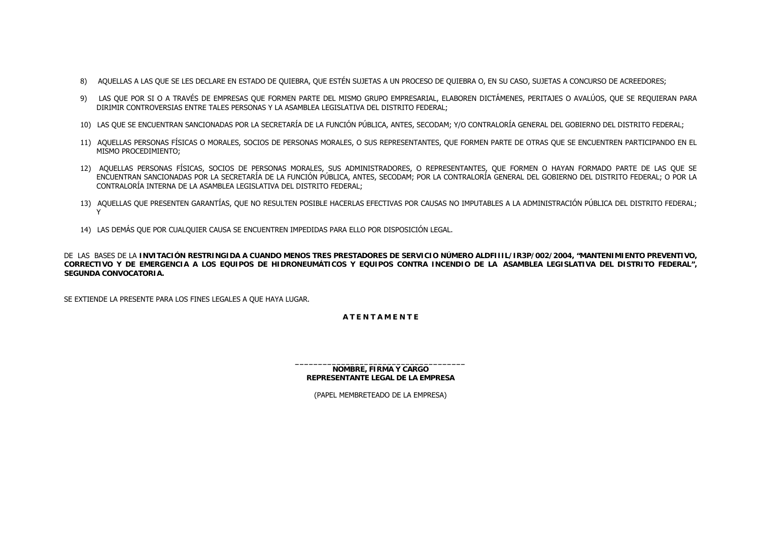8) AQUELLAS A LAS QUE SE LES DECLARE EN ESTADO DE QUIEBRA, QUE ESTÉN SUJETAS A UN PROCESO DE QUIEBRA O, EN SU CASO, SUJETAS A CONCURSO DE ACREEDORES;

9) LAS QUE POR SI O A TRAVÉS DE EMPRESAS QUE FORMEN PARTE DEL MISMO GRUPO EMPRESARIAL, ELABOREN DICTÁMENES, PERITAJES O AVALÚOS, QUE SE REQUIERAN PARA DIRIMIR CONTROVERSIAS ENTRE TALES PERSONAS Y LA ASAMBLEA LEGISLATIVA DEL DISTRITO FEDERAL;

10) LAS QUE SE ENCUENTRAN SANCIONADAS POR LA SECRETARÍA DE LA FUNCIÓN PÚBLICA, ANTES, SECODAM; Y/O CONTRALORÍA GENERAL DEL GOBIERNO DEL DISTRITO FEDERAL;

11) AQUELLAS PERSONAS FÍSICAS O MORALES, SOCIOS DE PERSONAS MORALES, O SUS REPRESENTANTES, QUE FORMEN PARTE DE OTRAS QUE SE ENCUENTREN PARTICIPANDO EN EL MISMO PROCEDIMIENTO;

12) AQUELLAS PERSONAS FÍSICAS, SOCIOS DE PERSONAS MORALES, SUS ADMINISTRADORES, O REPRESENTANTES, QUE FORMEN O HAYAN FORMADO PARTE DE LAS QUE SE ENCUENTRAN SANCIONADAS POR LA SECRETARÍA DE LA FUNCIÓN PÚBLICA, ANTES, SECODAM; POR LA CONTRALORÍA GENERAL DEL GOBIERNO DEL DISTRITO FEDERAL; O POR LA CONTRALORÍA INTERNA DE LA ASAMBLEA LEGISLATIVA DEL DISTRITO FEDERAL;

13) AQUELLAS QUE PRESENTEN GARANTÍAS, QUE NO RESULTEN POSIBLE HACERLAS EFECTIVAS POR CAUSAS NO IMPUTABLES A LA ADMINISTRACIÓN PÚBLICA DEL DISTRITO FEDERAL; Y

14) LAS DEMÁS QUE POR CUALQUIER CAUSA SE ENCUENTREN IMPEDIDAS PARA ELLO POR DISPOSICIÓN LEGAL.

DE LAS BASES DE LA **INVITACIÓN RESTRINGIDA A CUANDO MENOS TRES PRESTADORES DE SERVICIO NÚMERO ALDFIIIL/IR3P/002/2004, "MANTENIMIENTO PREVENTIVO, CORRECTIVO Y DE EMERGENCIA A LOS EQUIPOS DE HIDRONEUMÁTICOS Y EQUIPOS CONTRA INCENDIO DE LA ASAMBLEA LEGISLATIVA DEL DISTRITO FEDERAL", SEGUNDA CONVOCATORIA.**

SE EXTIENDE LA PRESENTE PARA LOS FINES LEGALES A QUE HAYA LUGAR.

**A T E N T A M E N T E**

_____________________________________

**NOMBRE, FIRMA Y CARGO**
**REPRESENTANTE LEGAL DE LA EMPRESA**

(PAPEL MEMBRETEADO DE LA EMPRESA)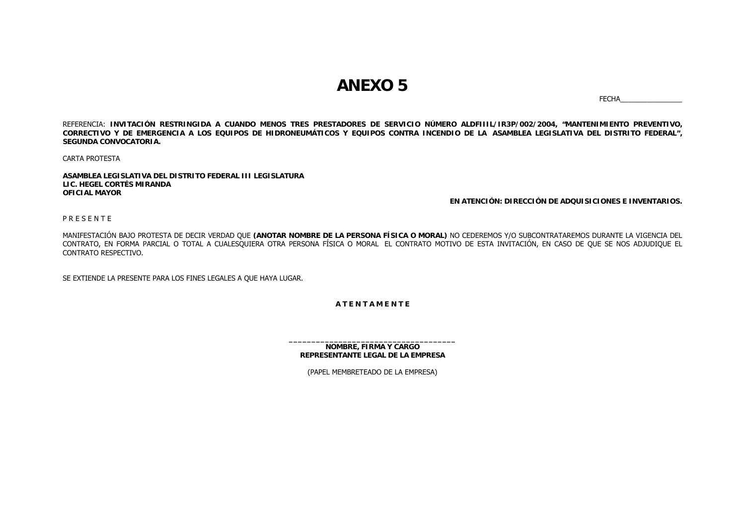# ANEXO 5

FECHA________________

REFERENCIA: **INVITACIÓN RESTRINGIDA A CUANDO MENOS TRES PRESTADORES DE SERVICIO NÚMERO ALDFIIIL/IR3P/002/2004, "MANTENIMIENTO PREVENTIVO, CORRECTIVO Y DE EMERGENCIA A LOS EQUIPOS DE HIDRONEUMÁTICOS Y EQUIPOS CONTRA INCENDIO DE LA ASAMBLEA LEGISLATIVA DEL DISTRITO FEDERAL", SEGUNDA CONVOCATORIA.**

CARTA PROTESTA

**ASAMBLEA LEGISLATIVA DEL DISTRITO FEDERAL III LEGISLATURA**
**LIC. HEGEL CORTÉS MIRANDA**
**OFICIAL MAYOR**

**EN ATENCIÓN: DIRECCIÓN DE ADQUISICIONES E INVENTARIOS.**

P R E S E N T E

MANIFESTACIÓN BAJO PROTESTA DE DECIR VERDAD QUE **(ANOTAR NOMBRE DE LA PERSONA FÍSICA O MORAL)** NO CEDEREMOS Y/O SUBCONTRATAREMOS DURANTE LA VIGENCIA DEL CONTRATO, EN FORMA PARCIAL O TOTAL A CUALESQUIERA OTRA PERSONA FÍSICA O MORAL EL CONTRATO MOTIVO DE ESTA INVITACIÓN, EN CASO DE QUE SE NOS ADJUDIQUE EL CONTRATO RESPECTIVO.

SE EXTIENDE LA PRESENTE PARA LOS FINES LEGALES A QUE HAYA LUGAR.

**A T E N T A M E N T E**

_____________________________________
**NOMBRE, FIRMA Y CARGO**
**REPRESENTANTE LEGAL DE LA EMPRESA**

(PAPEL MEMBRETEADO DE LA EMPRESA)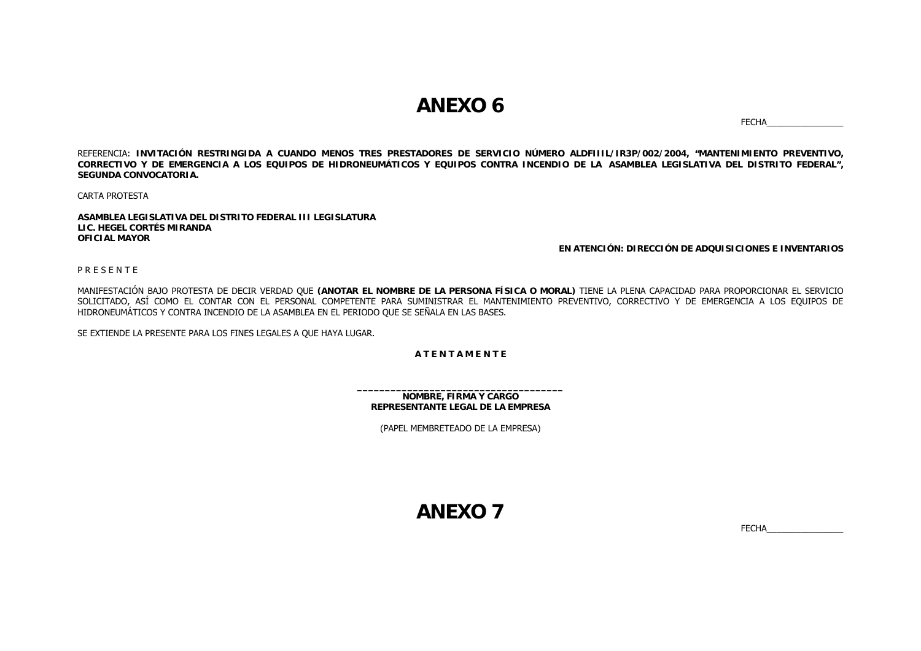# ANEXO 6

FECHA________________

REFERENCIA: **INVITACIÓN RESTRINGIDA A CUANDO MENOS TRES PRESTADORES DE SERVICIO NÚMERO ALDFIIIL/IR3P/002/2004, "MANTENIMIENTO PREVENTIVO, CORRECTIVO Y DE EMERGENCIA A LOS EQUIPOS DE HIDRONEUMÁTICOS Y EQUIPOS CONTRA INCENDIO DE LA ASAMBLEA LEGISLATIVA DEL DISTRITO FEDERAL", SEGUNDA CONVOCATORIA.**

CARTA PROTESTA

**ASAMBLEA LEGISLATIVA DEL DISTRITO FEDERAL III LEGISLATURA**
**LIC. HEGEL CORTÉS MIRANDA**
**OFICIAL MAYOR**

**EN ATENCIÓN: DIRECCIÓN DE ADQUISICIONES E INVENTARIOS**

P R E S E N T E

MANIFESTACIÓN BAJO PROTESTA DE DECIR VERDAD QUE **(ANOTAR EL NOMBRE DE LA PERSONA FÍSICA O MORAL)** TIENE LA PLENA CAPACIDAD PARA PROPORCIONAR EL SERVICIO SOLICITADO, ASÍ COMO EL CONTAR CON EL PERSONAL COMPETENTE PARA SUMINISTRAR EL MANTENIMIENTO PREVENTIVO, CORRECTIVO Y DE EMERGENCIA A LOS EQUIPOS DE HIDRONEUMÁTICOS Y CONTRA INCENDIO DE LA ASAMBLEA EN EL PERIODO QUE SE SEÑALA EN LAS BASES.

SE EXTIENDE LA PRESENTE PARA LOS FINES LEGALES A QUE HAYA LUGAR.

**A T E N T A M E N T E**

_____________________________________
**NOMBRE, FIRMA Y CARGO**
**REPRESENTANTE LEGAL DE LA EMPRESA**

(PAPEL MEMBRETEADO DE LA EMPRESA)

# ANEXO 7

FECHA________________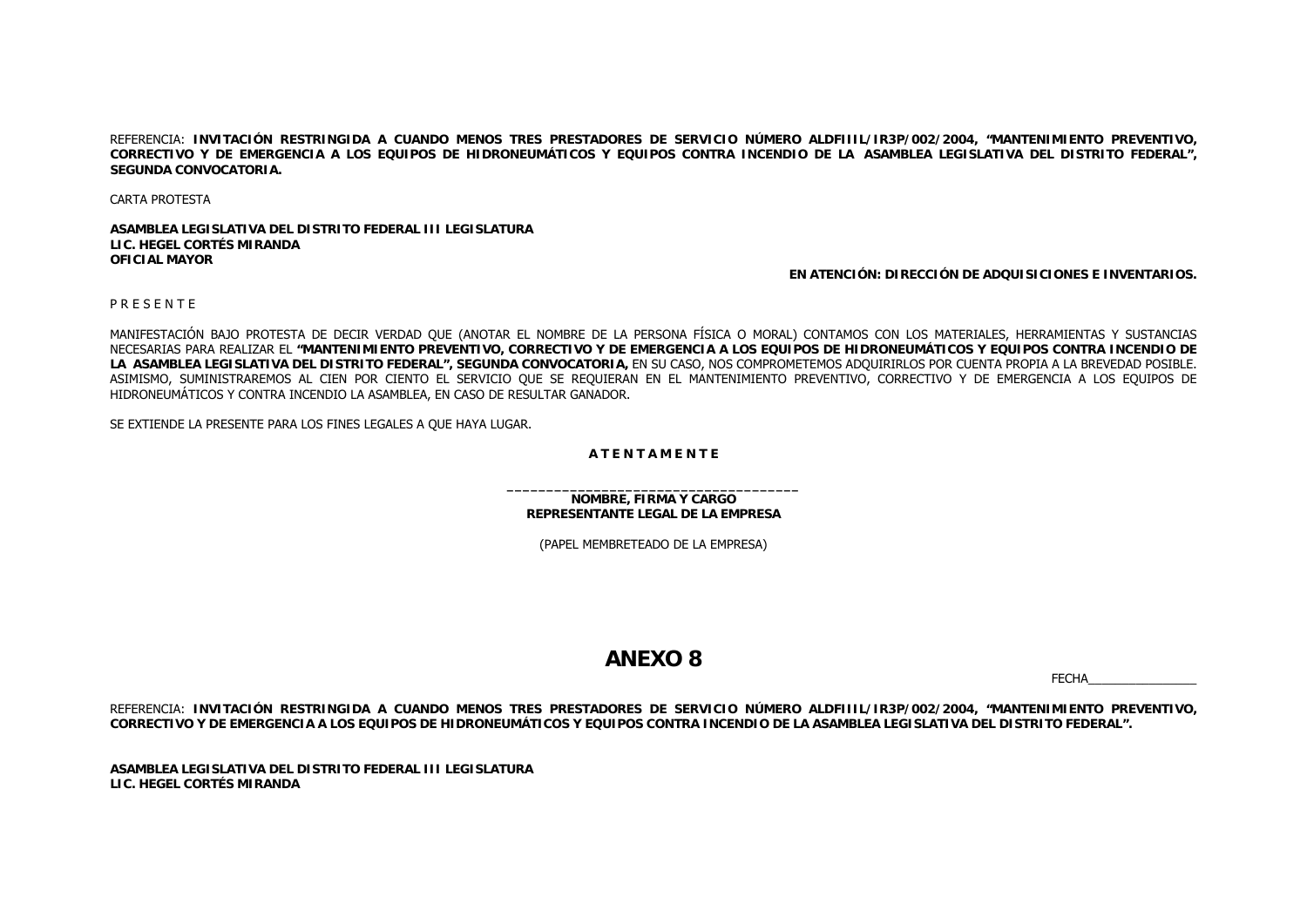REFERENCIA: **INVITACIÓN RESTRINGIDA A CUANDO MENOS TRES PRESTADORES DE SERVICIO NÚMERO ALDFIIIL/IR3P/002/2004, "MANTENIMIENTO PREVENTIVO, CORRECTIVO Y DE EMERGENCIA A LOS EQUIPOS DE HIDRONEUMÁTICOS Y EQUIPOS CONTRA INCENDIO DE LA ASAMBLEA LEGISLATIVA DEL DISTRITO FEDERAL", SEGUNDA CONVOCATORIA.**

CARTA PROTESTA

**ASAMBLEA LEGISLATIVA DEL DISTRITO FEDERAL III LEGISLATURA**
**LIC. HEGEL CORTÉS MIRANDA**
**OFICIAL MAYOR**

**EN ATENCIÓN: DIRECCIÓN DE ADQUISICIONES E INVENTARIOS.**

P R E S E N T E

MANIFESTACIÓN BAJO PROTESTA DE DECIR VERDAD QUE (ANOTAR EL NOMBRE DE LA PERSONA FÍSICA O MORAL) CONTAMOS CON LOS MATERIALES, HERRAMIENTAS Y SUSTANCIAS NECESARIAS PARA REALIZAR EL **"MANTENIMIENTO PREVENTIVO, CORRECTIVO Y DE EMERGENCIA A LOS EQUIPOS DE HIDRONEUMÁTICOS Y EQUIPOS CONTRA INCENDIO DE LA ASAMBLEA LEGISLATIVA DEL DISTRITO FEDERAL", SEGUNDA CONVOCATORIA,** EN SU CASO, NOS COMPROMETEMOS ADQUIRIRLOS POR CUENTA PROPIA A LA BREVEDAD POSIBLE. ASIMISMO, SUMINISTRAREMOS AL CIEN POR CIENTO EL SERVICIO QUE SE REQUIERAN EN EL MANTENIMIENTO PREVENTIVO, CORRECTIVO Y DE EMERGENCIA A LOS EQUIPOS DE HIDRONEUMÁTICOS Y CONTRA INCENDIO LA ASAMBLEA, EN CASO DE RESULTAR GANADOR.

SE EXTIENDE LA PRESENTE PARA LOS FINES LEGALES A QUE HAYA LUGAR.

**A T E N T A M E N T E**

\_\_\_\_\_\_\_\_\_\_\_\_\_\_\_\_\_\_\_\_\_\_\_\_\_\_\_\_\_\_\_\_\_\_\_\_\_\_
**NOMBRE, FIRMA Y CARGO**
**REPRESENTANTE LEGAL DE LA EMPRESA**

(PAPEL MEMBRETEADO DE LA EMPRESA)

# ANEXO 8

FECHA\_\_\_\_\_\_\_\_\_\_\_\_\_\_\_\_

REFERENCIA: **INVITACIÓN RESTRINGIDA A CUANDO MENOS TRES PRESTADORES DE SERVICIO NÚMERO ALDFIIIL/IR3P/002/2004, "MANTENIMIENTO PREVENTIVO, CORRECTIVO Y DE EMERGENCIA A LOS EQUIPOS DE HIDRONEUMÁTICOS Y EQUIPOS CONTRA INCENDIO DE LA ASAMBLEA LEGISLATIVA DEL DISTRITO FEDERAL".**

**ASAMBLEA LEGISLATIVA DEL DISTRITO FEDERAL III LEGISLATURA**
**LIC. HEGEL CORTÉS MIRANDA**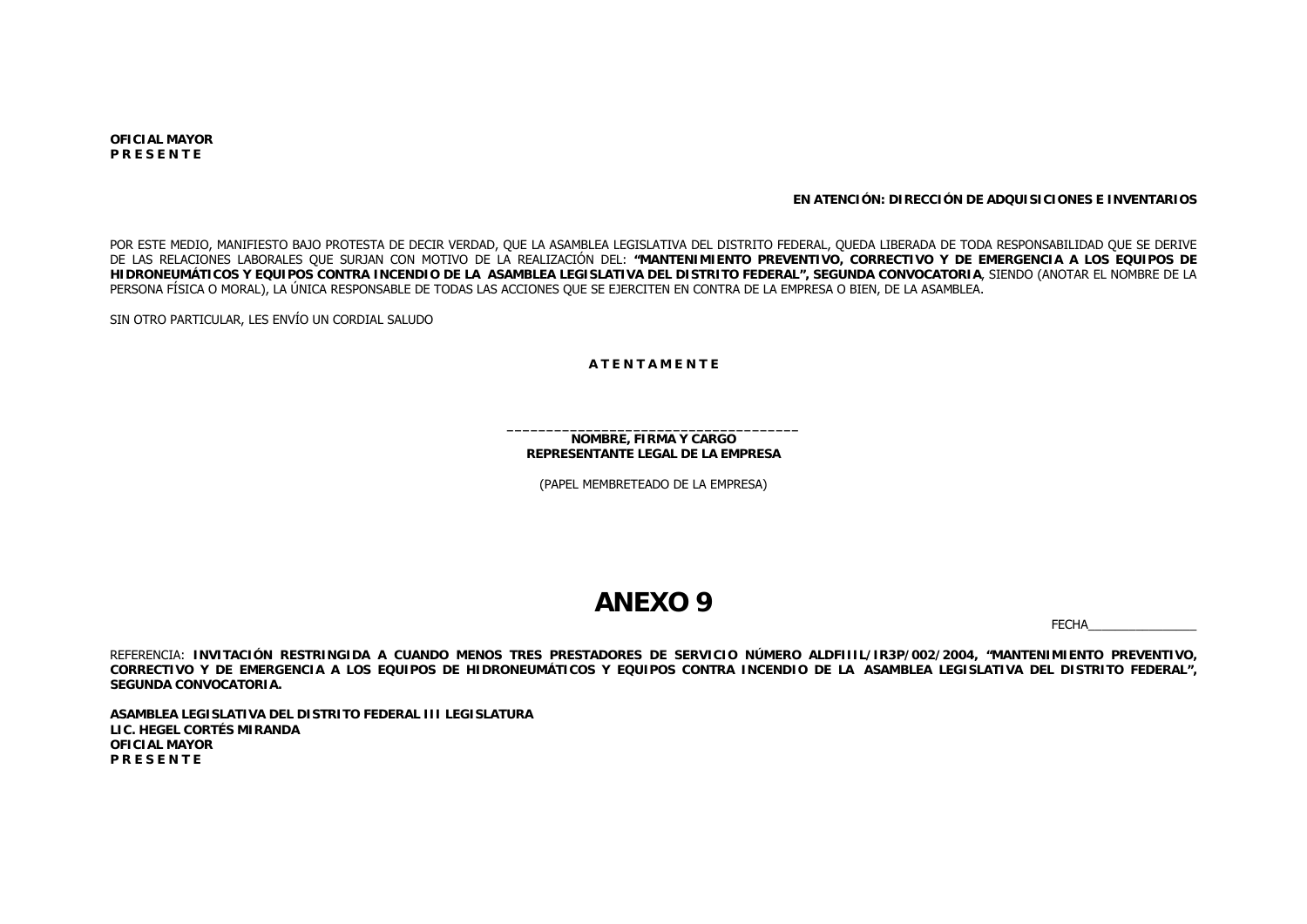**OFICIAL MAYOR**
**P R E S E N T E**

**EN ATENCIÓN: DIRECCIÓN DE ADQUISICIONES E INVENTARIOS**

POR ESTE MEDIO, MANIFIESTO BAJO PROTESTA DE DECIR VERDAD, QUE LA ASAMBLEA LEGISLATIVA DEL DISTRITO FEDERAL, QUEDA LIBERADA DE TODA RESPONSABILIDAD QUE SE DERIVE DE LAS RELACIONES LABORALES QUE SURJAN CON MOTIVO DE LA REALIZACIÓN DEL: **"MANTENIMIENTO PREVENTIVO, CORRECTIVO Y DE EMERGENCIA A LOS EQUIPOS DE HIDRONEUMÁTICOS Y EQUIPOS CONTRA INCENDIO DE LA ASAMBLEA LEGISLATIVA DEL DISTRITO FEDERAL", SEGUNDA CONVOCATORIA**, SIENDO (ANOTAR EL NOMBRE DE LA PERSONA FÍSICA O MORAL), LA ÚNICA RESPONSABLE DE TODAS LAS ACCIONES QUE SE EJERCITEN EN CONTRA DE LA EMPRESA O BIEN, DE LA ASAMBLEA.

SIN OTRO PARTICULAR, LES ENVÍO UN CORDIAL SALUDO

**A T E N T A M E N T E**

_____________________________________
**NOMBRE, FIRMA Y CARGO**
**REPRESENTANTE LEGAL DE LA EMPRESA**

(PAPEL MEMBRETEADO DE LA EMPRESA)

# ANEXO 9

FECHA________________

REFERENCIA: **INVITACIÓN RESTRINGIDA A CUANDO MENOS TRES PRESTADORES DE SERVICIO NÚMERO ALDFIIIL/IR3P/002/2004, "MANTENIMIENTO PREVENTIVO, CORRECTIVO Y DE EMERGENCIA A LOS EQUIPOS DE HIDRONEUMÁTICOS Y EQUIPOS CONTRA INCENDIO DE LA ASAMBLEA LEGISLATIVA DEL DISTRITO FEDERAL", SEGUNDA CONVOCATORIA.**

**ASAMBLEA LEGISLATIVA DEL DISTRITO FEDERAL III LEGISLATURA**
**LIC. HEGEL CORTÉS MIRANDA**
**OFICIAL MAYOR**
**P R E S E N T E**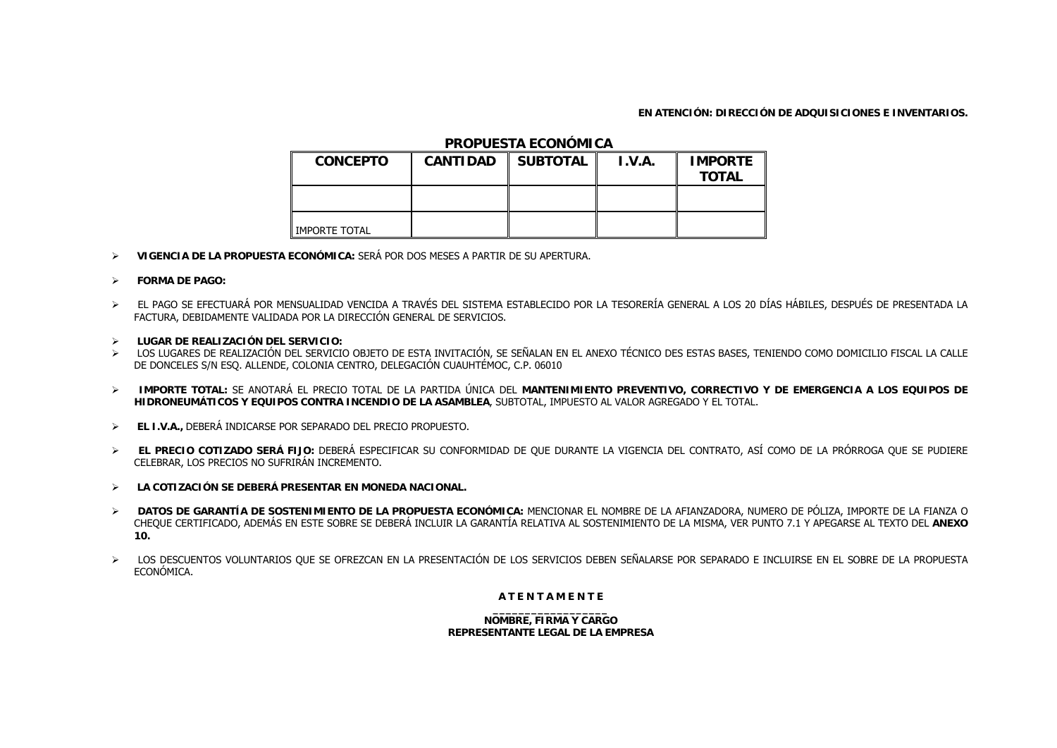**EN ATENCIÓN: DIRECCIÓN DE ADQUISICIONES E INVENTARIOS.**

## PROPUESTA ECONÓMICA

| CONCEPTO | CANTIDAD | SUBTOTAL | I.V.A. | IMPORTE TOTAL |
|---|---|---|---|---|
| | | | | |
| IMPORTE TOTAL | | | | |

- **VIGENCIA DE LA PROPUESTA ECONÓMICA:** SERÁ POR DOS MESES A PARTIR DE SU APERTURA.
- **FORMA DE PAGO:**
- EL PAGO SE EFECTUARÁ POR MENSUALIDAD VENCIDA A TRAVÉS DEL SISTEMA ESTABLECIDO POR LA TESORERÍA GENERAL A LOS 20 DÍAS HÁBILES, DESPUÉS DE PRESENTADA LA FACTURA, DEBIDAMENTE VALIDADA POR LA DIRECCIÓN GENERAL DE SERVICIOS.
- **LUGAR DE REALIZACIÓN DEL SERVICIO:**
- LOS LUGARES DE REALIZACIÓN DEL SERVICIO OBJETO DE ESTA INVITACIÓN, SE SEÑALAN EN EL ANEXO TÉCNICO DES ESTAS BASES, TENIENDO COMO DOMICILIO FISCAL LA CALLE DE DONCELES S/N ESQ. ALLENDE, COLONIA CENTRO, DELEGACIÓN CUAUHTÉMOC, C.P. 06010
- **IMPORTE TOTAL:** SE ANOTARÁ EL PRECIO TOTAL DE LA PARTIDA ÚNICA DEL **MANTENIMIENTO PREVENTIVO, CORRECTIVO Y DE EMERGENCIA A LOS EQUIPOS DE HIDRONEUMÁTICOS Y EQUIPOS CONTRA INCENDIO DE LA ASAMBLEA**, SUBTOTAL, IMPUESTO AL VALOR AGREGADO Y EL TOTAL.
- **EL I.V.A.,** DEBERÁ INDICARSE POR SEPARADO DEL PRECIO PROPUESTO.
- **EL PRECIO COTIZADO SERÁ FIJO:** DEBERÁ ESPECIFICAR SU CONFORMIDAD DE QUE DURANTE LA VIGENCIA DEL CONTRATO, ASÍ COMO DE LA PRÓRROGA QUE SE PUDIERE CELEBRAR, LOS PRECIOS NO SUFRIRÁN INCREMENTO.
- **LA COTIZACIÓN SE DEBERÁ PRESENTAR EN MONEDA NACIONAL.**
- **DATOS DE GARANTÍA DE SOSTENIMIENTO DE LA PROPUESTA ECONÓMICA:** MENCIONAR EL NOMBRE DE LA AFIANZADORA, NUMERO DE PÓLIZA, IMPORTE DE LA FIANZA O CHEQUE CERTIFICADO, ADEMÁS EN ESTE SOBRE SE DEBERÁ INCLUIR LA GARANTÍA RELATIVA AL SOSTENIMIENTO DE LA MISMA, VER PUNTO 7.1 Y APEGARSE AL TEXTO DEL **ANEXO 10.**
- LOS DESCUENTOS VOLUNTARIOS QUE SE OFREZCAN EN LA PRESENTACIÓN DE LOS SERVICIOS DEBEN SEÑALARSE POR SEPARADO E INCLUIRSE EN EL SOBRE DE LA PROPUESTA ECONÓMICA.

**A T E N T A M E N T E**

\_\_\_\_\_\_\_\_\_\_\_\_\_\_\_\_\_\_

**NOMBRE, FIRMA Y CARGO**
**REPRESENTANTE LEGAL DE LA EMPRESA**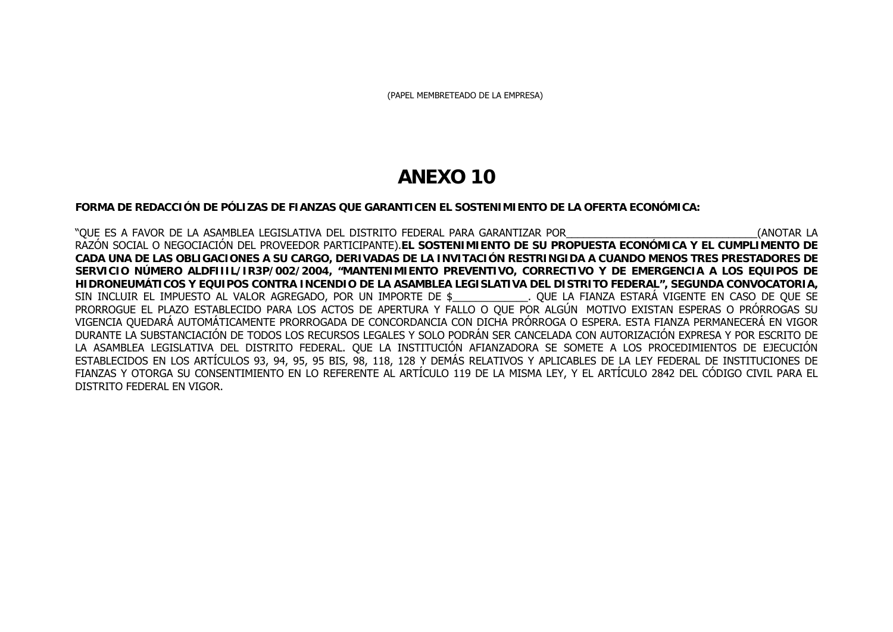(PAPEL MEMBRETEADO DE LA EMPRESA)

# ANEXO 10

**FORMA DE REDACCIÓN DE PÓLIZAS DE FIANZAS QUE GARANTICEN EL SOSTENIMIENTO DE LA OFERTA ECONÓMICA:**

"QUE ES A FAVOR DE LA ASAMBLEA LEGISLATIVA DEL DISTRITO FEDERAL PARA GARANTIZAR POR_________________________________(ANOTAR LA RAZÓN SOCIAL O NEGOCIACIÓN DEL PROVEEDOR PARTICIPANTE).**EL SOSTENIMIENTO DE SU PROPUESTA ECONÓMICA Y EL CUMPLIMIENTO DE CADA UNA DE LAS OBLIGACIONES A SU CARGO, DERIVADAS DE LA INVITACIÓN RESTRINGIDA A CUANDO MENOS TRES PRESTADORES DE SERVICIO NÚMERO ALDFIIIL/IR3P/002/2004, "MANTENIMIENTO PREVENTIVO, CORRECTIVO Y DE EMERGENCIA A LOS EQUIPOS DE HIDRONEUMÁTICOS Y EQUIPOS CONTRA INCENDIO DE LA ASAMBLEA LEGISLATIVA DEL DISTRITO FEDERAL", SEGUNDA CONVOCATORIA,** SIN INCLUIR EL IMPUESTO AL VALOR AGREGADO, POR UN IMPORTE DE $_____________. QUE LA FIANZA ESTARÁ VIGENTE EN CASO DE QUE SE PRORROGUE EL PLAZO ESTABLECIDO PARA LOS ACTOS DE APERTURA Y FALLO O QUE POR ALGÚN MOTIVO EXISTAN ESPERAS O PRÓRROGAS SU VIGENCIA QUEDARÁ AUTOMÁTICAMENTE PRORROGADA DE CONCORDANCIA CON DICHA PRÓRROGA O ESPERA. ESTA FIANZA PERMANECERÁ EN VIGOR DURANTE LA SUBSTANCIACIÓN DE TODOS LOS RECURSOS LEGALES Y SOLO PODRÁN SER CANCELADA CON AUTORIZACIÓN EXPRESA Y POR ESCRITO DE LA ASAMBLEA LEGISLATIVA DEL DISTRITO FEDERAL. QUE LA INSTITUCIÓN AFIANZADORA SE SOMETE A LOS PROCEDIMIENTOS DE EJECUCIÓN ESTABLECIDOS EN LOS ARTÍCULOS 93, 94, 95, 95 BIS, 98, 118, 128 Y DEMÁS RELATIVOS Y APLICABLES DE LA LEY FEDERAL DE INSTITUCIONES DE FIANZAS Y OTORGA SU CONSENTIMIENTO EN LO REFERENTE AL ARTÍCULO 119 DE LA MISMA LEY, Y EL ARTÍCULO 2842 DEL CÓDIGO CIVIL PARA EL DISTRITO FEDERAL EN VIGOR.